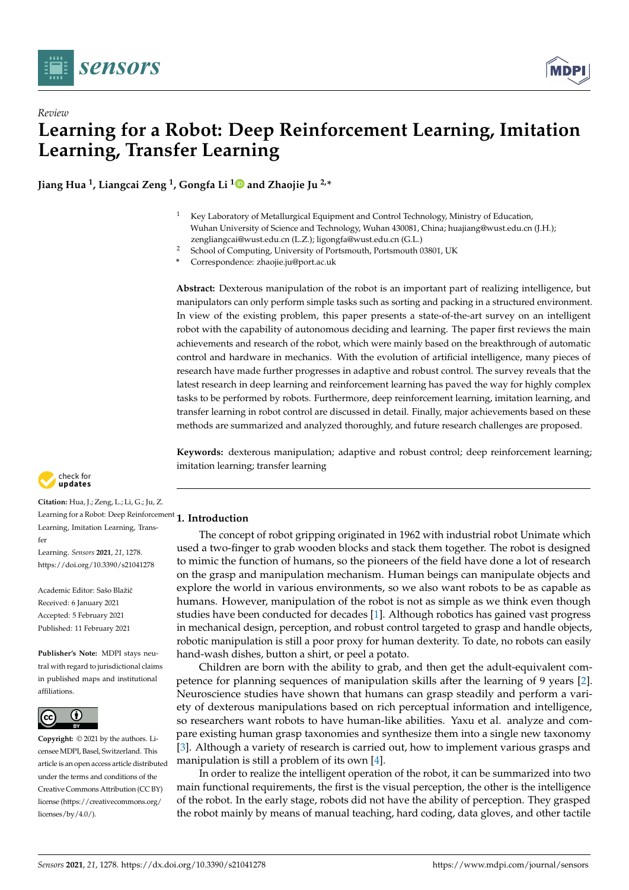*Review*

# Learning for a Robot: Deep Reinforcement Learning, Imitation Learning, Transfer Learning

**Jiang Hua [1], Liangcai Zeng [1], Gongfa Li [1] and Zhaojie Ju [2,*]**

[1] Key Laboratory of Metallurgical Equipment and Control Technology, Ministry of Education, Wuhan University of Science and Technology, Wuhan 430081, China; huajiang@wust.edu.cn (J.H.); zengliangcai@wust.edu.cn (L.Z.); ligongfa@wust.edu.cn (G.L.)
[2] School of Computing, University of Portsmouth, Portsmouth 03801, UK
\* Correspondence: zhaojie.ju@port.ac.uk

**Abstract:** Dexterous manipulation of the robot is an important part of realizing intelligence, but manipulators can only perform simple tasks such as sorting and packing in a structured environment. In view of the existing problem, this paper presents a state-of-the-art survey on an intelligent robot with the capability of autonomous deciding and learning. The paper first reviews the main achievements and research of the robot, which were mainly based on the breakthrough of automatic control and hardware in mechanics. With the evolution of artificial intelligence, many pieces of research have made further progresses in adaptive and robust control. The survey reveals that the latest research in deep learning and reinforcement learning has paved the way for highly complex tasks to be performed by robots. Furthermore, deep reinforcement learning, imitation learning, and transfer learning in robot control are discussed in detail. Finally, major achievements based on these methods are summarized and analyzed thoroughly, and future research challenges are proposed.

**Keywords:** dexterous manipulation; adaptive and robust control; deep reinforcement learning; imitation learning; transfer learning

**Citation:** Hua, J.; Zeng, L.; Li, G.; Ju, Z. Learning for a Robot: Deep Reinforcement Learning, Imitation Learning, Transfer Learning. *Sensors* **2021**, *21*, 1278. https://doi.org/10.3390/s21041278

Academic Editor: Sašo Blažič

Received: 6 January 2021
Accepted: 5 February 2021
Published: 11 February 2021

**Publisher's Note:** MDPI stays neutral with regard to jurisdictional claims in published maps and institutional affiliations.

**Copyright:** © 2021 by the authors. Licensee MDPI, Basel, Switzerland. This article is an open access article distributed under the terms and conditions of the Creative Commons Attribution (CC BY) license (https://creativecommons.org/licenses/by/4.0/).

## 1. Introduction

The concept of robot gripping originated in 1962 with industrial robot Unimate which used a two-finger to grab wooden blocks and stack them together. The robot is designed to mimic the function of humans, so the pioneers of the field have done a lot of research on the grasp and manipulation mechanism. Human beings can manipulate objects and explore the world in various environments, so we also want robots to be as capable as humans. However, manipulation of the robot is not as simple as we think even though studies have been conducted for decades [1]. Although robotics has gained vast progress in mechanical design, perception, and robust control targeted to grasp and handle objects, robotic manipulation is still a poor proxy for human dexterity. To date, no robots can easily hand-wash dishes, button a shirt, or peel a potato.

Children are born with the ability to grab, and then get the adult-equivalent competence for planning sequences of manipulation skills after the learning of 9 years [2]. Neuroscience studies have shown that humans can grasp steadily and perform a variety of dexterous manipulations based on rich perceptual information and intelligence, so researchers want robots to have human-like abilities. Yaxu et al. analyze and compare existing human grasp taxonomies and synthesize them into a single new taxonomy [3]. Although a variety of research is carried out, how to implement various grasps and manipulation is still a problem of its own [4].

In order to realize the intelligent operation of the robot, it can be summarized into two main functional requirements, the first is the visual perception, the other is the intelligence of the robot. In the early stage, robots did not have the ability of perception. They grasped the robot mainly by means of manual teaching, hard coding, data gloves, and other tactile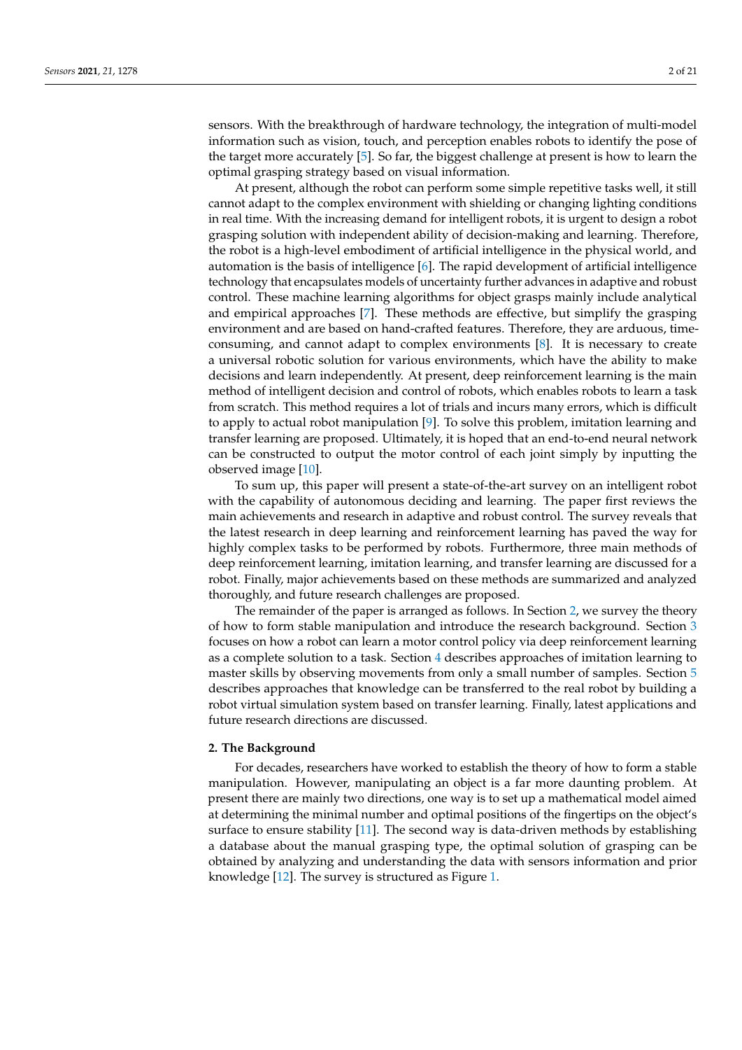sensors. With the breakthrough of hardware technology, the integration of multi-model information such as vision, touch, and perception enables robots to identify the pose of the target more accurately [5]. So far, the biggest challenge at present is how to learn the optimal grasping strategy based on visual information.

At present, although the robot can perform some simple repetitive tasks well, it still cannot adapt to the complex environment with shielding or changing lighting conditions in real time. With the increasing demand for intelligent robots, it is urgent to design a robot grasping solution with independent ability of decision-making and learning. Therefore, the robot is a high-level embodiment of artificial intelligence in the physical world, and automation is the basis of intelligence [6]. The rapid development of artificial intelligence technology that encapsulates models of uncertainty further advances in adaptive and robust control. These machine learning algorithms for object grasps mainly include analytical and empirical approaches [7]. These methods are effective, but simplify the grasping environment and are based on hand-crafted features. Therefore, they are arduous, time-consuming, and cannot adapt to complex environments [8]. It is necessary to create a universal robotic solution for various environments, which have the ability to make decisions and learn independently. At present, deep reinforcement learning is the main method of intelligent decision and control of robots, which enables robots to learn a task from scratch. This method requires a lot of trials and incurs many errors, which is difficult to apply to actual robot manipulation [9]. To solve this problem, imitation learning and transfer learning are proposed. Ultimately, it is hoped that an end-to-end neural network can be constructed to output the motor control of each joint simply by inputting the observed image [10].

To sum up, this paper will present a state-of-the-art survey on an intelligent robot with the capability of autonomous deciding and learning. The paper first reviews the main achievements and research in adaptive and robust control. The survey reveals that the latest research in deep learning and reinforcement learning has paved the way for highly complex tasks to be performed by robots. Furthermore, three main methods of deep reinforcement learning, imitation learning, and transfer learning are discussed for a robot. Finally, major achievements based on these methods are summarized and analyzed thoroughly, and future research challenges are proposed.

The remainder of the paper is arranged as follows. In Section 2, we survey the theory of how to form stable manipulation and introduce the research background. Section 3 focuses on how a robot can learn a motor control policy via deep reinforcement learning as a complete solution to a task. Section 4 describes approaches of imitation learning to master skills by observing movements from only a small number of samples. Section 5 describes approaches that knowledge can be transferred to the real robot by building a robot virtual simulation system based on transfer learning. Finally, latest applications and future research directions are discussed.

## 2. The Background

For decades, researchers have worked to establish the theory of how to form a stable manipulation. However, manipulating an object is a far more daunting problem. At present there are mainly two directions, one way is to set up a mathematical model aimed at determining the minimal number and optimal positions of the fingertips on the object's surface to ensure stability [11]. The second way is data-driven methods by establishing a database about the manual grasping type, the optimal solution of grasping can be obtained by analyzing and understanding the data with sensors information and prior knowledge [12]. The survey is structured as Figure 1.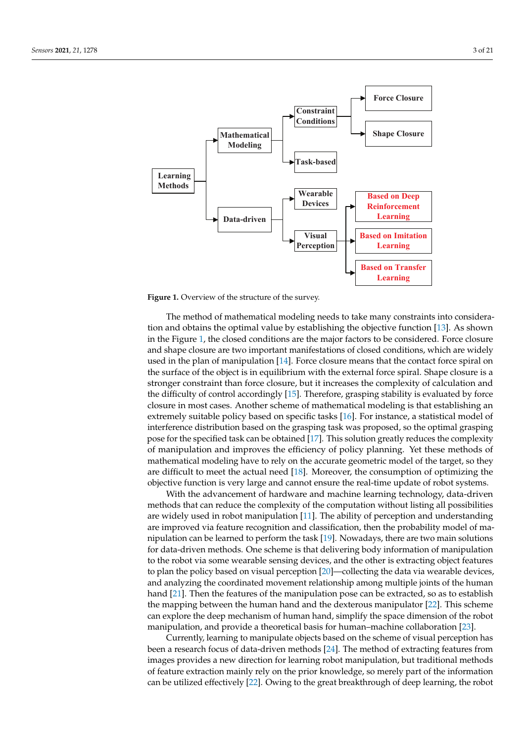**Figure 1.** Overview of the structure of the survey.

The method of mathematical modeling needs to take many constraints into consideration and obtains the optimal value by establishing the objective function [13]. As shown in the Figure 1, the closed conditions are the major factors to be considered. Force closure and shape closure are two important manifestations of closed conditions, which are widely used in the plan of manipulation [14]. Force closure means that the contact force spiral on the surface of the object is in equilibrium with the external force spiral. Shape closure is a stronger constraint than force closure, but it increases the complexity of calculation and the difficulty of control accordingly [15]. Therefore, grasping stability is evaluated by force closure in most cases. Another scheme of mathematical modeling is that establishing an extremely suitable policy based on specific tasks [16]. For instance, a statistical model of interference distribution based on the grasping task was proposed, so the optimal grasping pose for the specified task can be obtained [17]. This solution greatly reduces the complexity of manipulation and improves the efficiency of policy planning. Yet these methods of mathematical modeling have to rely on the accurate geometric model of the target, so they are difficult to meet the actual need [18]. Moreover, the consumption of optimizing the objective function is very large and cannot ensure the real-time update of robot systems.

With the advancement of hardware and machine learning technology, data-driven methods that can reduce the complexity of the computation without listing all possibilities are widely used in robot manipulation [11]. The ability of perception and understanding are improved via feature recognition and classification, then the probability model of manipulation can be learned to perform the task [19]. Nowadays, there are two main solutions for data-driven methods. One scheme is that delivering body information of manipulation to the robot via some wearable sensing devices, and the other is extracting object features to plan the policy based on visual perception [20]—collecting the data via wearable devices, and analyzing the coordinated movement relationship among multiple joints of the human hand [21]. Then the features of the manipulation pose can be extracted, so as to establish the mapping between the human hand and the dexterous manipulator [22]. This scheme can explore the deep mechanism of human hand, simplify the space dimension of the robot manipulation, and provide a theoretical basis for human–machine collaboration [23].

Currently, learning to manipulate objects based on the scheme of visual perception has been a research focus of data-driven methods [24]. The method of extracting features from images provides a new direction for learning robot manipulation, but traditional methods of feature extraction mainly rely on the prior knowledge, so merely part of the information can be utilized effectively [22]. Owing to the great breakthrough of deep learning, the robot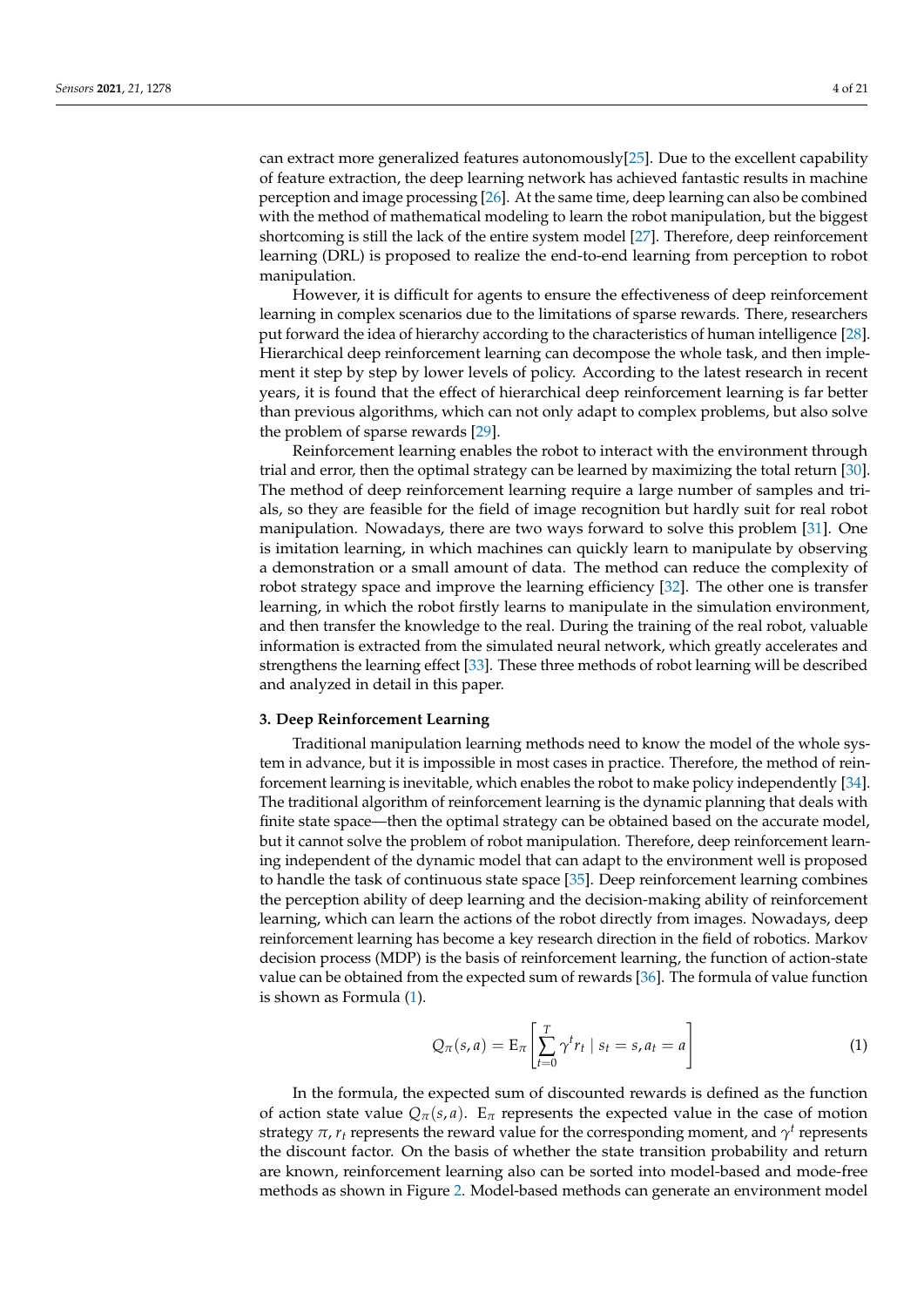can extract more generalized features autonomously[25]. Due to the excellent capability of feature extraction, the deep learning network has achieved fantastic results in machine perception and image processing [26]. At the same time, deep learning can also be combined with the method of mathematical modeling to learn the robot manipulation, but the biggest shortcoming is still the lack of the entire system model [27]. Therefore, deep reinforcement learning (DRL) is proposed to realize the end-to-end learning from perception to robot manipulation.

However, it is difficult for agents to ensure the effectiveness of deep reinforcement learning in complex scenarios due to the limitations of sparse rewards. There, researchers put forward the idea of hierarchy according to the characteristics of human intelligence [28]. Hierarchical deep reinforcement learning can decompose the whole task, and then implement it step by step by lower levels of policy. According to the latest research in recent years, it is found that the effect of hierarchical deep reinforcement learning is far better than previous algorithms, which can not only adapt to complex problems, but also solve the problem of sparse rewards [29].

Reinforcement learning enables the robot to interact with the environment through trial and error, then the optimal strategy can be learned by maximizing the total return [30]. The method of deep reinforcement learning require a large number of samples and trials, so they are feasible for the field of image recognition but hardly suit for real robot manipulation. Nowadays, there are two ways forward to solve this problem [31]. One is imitation learning, in which machines can quickly learn to manipulate by observing a demonstration or a small amount of data. The method can reduce the complexity of robot strategy space and improve the learning efficiency [32]. The other one is transfer learning, in which the robot firstly learns to manipulate in the simulation environment, and then transfer the knowledge to the real. During the training of the real robot, valuable information is extracted from the simulated neural network, which greatly accelerates and strengthens the learning effect [33]. These three methods of robot learning will be described and analyzed in detail in this paper.

## 3. Deep Reinforcement Learning

Traditional manipulation learning methods need to know the model of the whole system in advance, but it is impossible in most cases in practice. Therefore, the method of reinforcement learning is inevitable, which enables the robot to make policy independently [34]. The traditional algorithm of reinforcement learning is the dynamic planning that deals with finite state space—then the optimal strategy can be obtained based on the accurate model, but it cannot solve the problem of robot manipulation. Therefore, deep reinforcement learning independent of the dynamic model that can adapt to the environment well is proposed to handle the task of continuous state space [35]. Deep reinforcement learning combines the perception ability of deep learning and the decision-making ability of reinforcement learning, which can learn the actions of the robot directly from images. Nowadays, deep reinforcement learning has become a key research direction in the field of robotics. Markov decision process (MDP) is the basis of reinforcement learning, the function of action-state value can be obtained from the expected sum of rewards [36]. The formula of value function is shown as Formula (1).

$$Q_{\pi}(s,a) = \mathrm{E}_{\pi}\left[\sum_{t=0}^{T} \gamma^{t} r_{t} \mid s_{t} = s, a_{t} = a\right] \tag{1}$$

In the formula, the expected sum of discounted rewards is defined as the function of action state value $Q_{\pi}(s,a)$. $\mathrm{E}_{\pi}$ represents the expected value in the case of motion strategy $\pi$, $r_t$ represents the reward value for the corresponding moment, and $\gamma^{t}$ represents the discount factor. On the basis of whether the state transition probability and return are known, reinforcement learning also can be sorted into model-based and mode-free methods as shown in Figure 2. Model-based methods can generate an environment model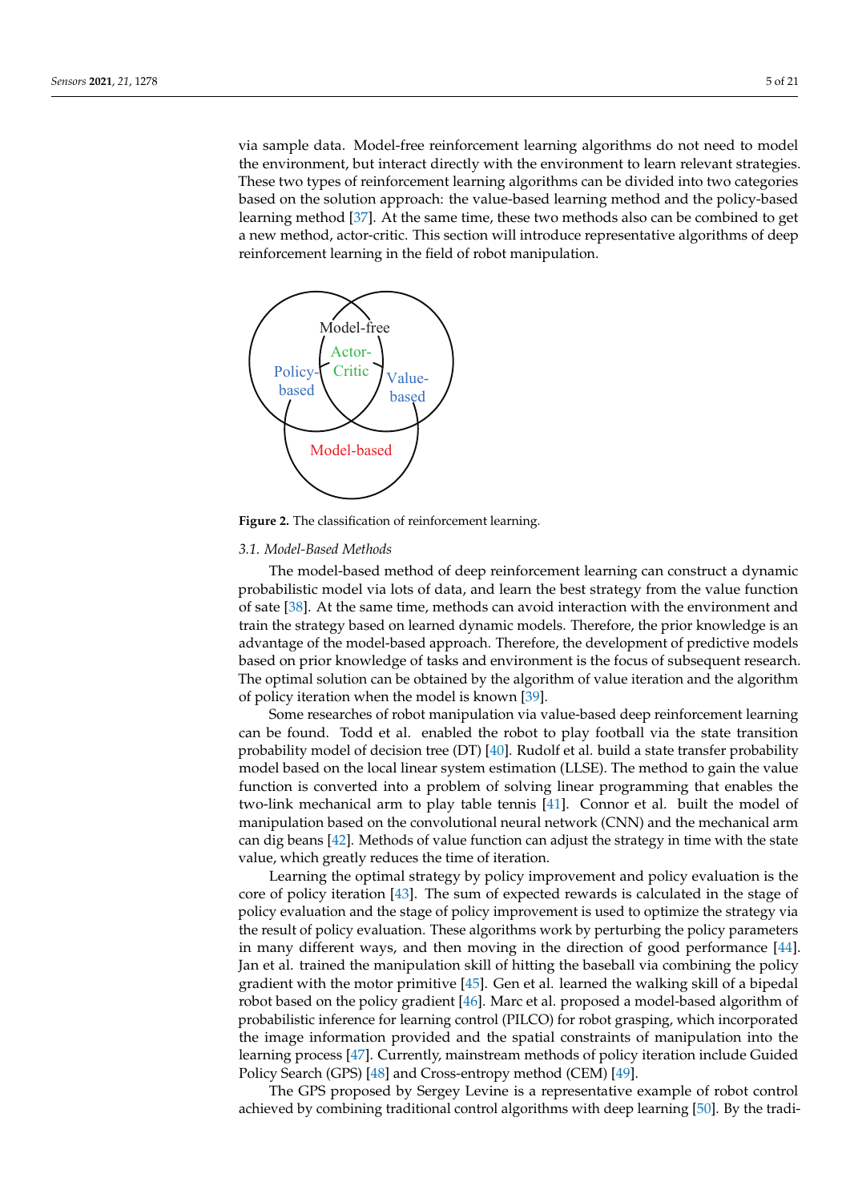via sample data. Model-free reinforcement learning algorithms do not need to model the environment, but interact directly with the environment to learn relevant strategies. These two types of reinforcement learning algorithms can be divided into two categories based on the solution approach: the value-based learning method and the policy-based learning method [37]. At the same time, these two methods also can be combined to get a new method, actor-critic. This section will introduce representative algorithms of deep reinforcement learning in the field of robot manipulation.

Model-free

Actor-Critic

Policy-based

Value-based

Model-based

**Figure 2.** The classification of reinforcement learning.

### 3.1. Model-Based Methods

The model-based method of deep reinforcement learning can construct a dynamic probabilistic model via lots of data, and learn the best strategy from the value function of sate [38]. At the same time, methods can avoid interaction with the environment and train the strategy based on learned dynamic models. Therefore, the prior knowledge is an advantage of the model-based approach. Therefore, the development of predictive models based on prior knowledge of tasks and environment is the focus of subsequent research. The optimal solution can be obtained by the algorithm of value iteration and the algorithm of policy iteration when the model is known [39].

Some researches of robot manipulation via value-based deep reinforcement learning can be found. Todd et al. enabled the robot to play football via the state transition probability model of decision tree (DT) [40]. Rudolf et al. build a state transfer probability model based on the local linear system estimation (LLSE). The method to gain the value function is converted into a problem of solving linear programming that enables the two-link mechanical arm to play table tennis [41]. Connor et al. built the model of manipulation based on the convolutional neural network (CNN) and the mechanical arm can dig beans [42]. Methods of value function can adjust the strategy in time with the state value, which greatly reduces the time of iteration.

Learning the optimal strategy by policy improvement and policy evaluation is the core of policy iteration [43]. The sum of expected rewards is calculated in the stage of policy evaluation and the stage of policy improvement is used to optimize the strategy via the result of policy evaluation. These algorithms work by perturbing the policy parameters in many different ways, and then moving in the direction of good performance [44]. Jan et al. trained the manipulation skill of hitting the baseball via combining the policy gradient with the motor primitive [45]. Gen et al. learned the walking skill of a bipedal robot based on the policy gradient [46]. Marc et al. proposed a model-based algorithm of probabilistic inference for learning control (PILCO) for robot grasping, which incorporated the image information provided and the spatial constraints of manipulation into the learning process [47]. Currently, mainstream methods of policy iteration include Guided Policy Search (GPS) [48] and Cross-entropy method (CEM) [49].

The GPS proposed by Sergey Levine is a representative example of robot control achieved by combining traditional control algorithms with deep learning [50]. By the tradi-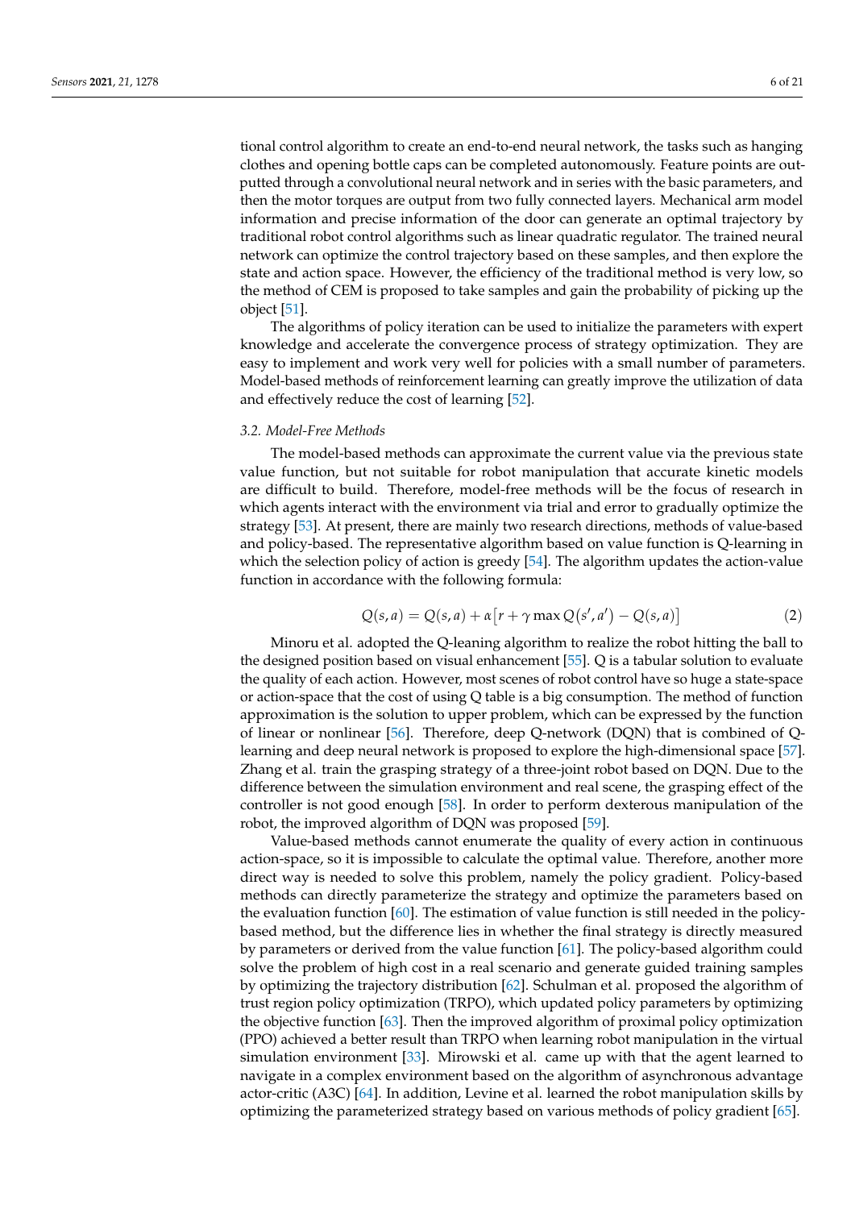tional control algorithm to create an end-to-end neural network, the tasks such as hanging clothes and opening bottle caps can be completed autonomously. Feature points are outputted through a convolutional neural network and in series with the basic parameters, and then the motor torques are output from two fully connected layers. Mechanical arm model information and precise information of the door can generate an optimal trajectory by traditional robot control algorithms such as linear quadratic regulator. The trained neural network can optimize the control trajectory based on these samples, and then explore the state and action space. However, the efficiency of the traditional method is very low, so the method of CEM is proposed to take samples and gain the probability of picking up the object [51].

The algorithms of policy iteration can be used to initialize the parameters with expert knowledge and accelerate the convergence process of strategy optimization. They are easy to implement and work very well for policies with a small number of parameters. Model-based methods of reinforcement learning can greatly improve the utilization of data and effectively reduce the cost of learning [52].

### *3.2. Model-Free Methods*

The model-based methods can approximate the current value via the previous state value function, but not suitable for robot manipulation that accurate kinetic models are difficult to build. Therefore, model-free methods will be the focus of research in which agents interact with the environment via trial and error to gradually optimize the strategy [53]. At present, there are mainly two research directions, methods of value-based and policy-based. The representative algorithm based on value function is Q-learning in which the selection policy of action is greedy [54]. The algorithm updates the action-value function in accordance with the following formula:

$$Q(s,a) = Q(s,a) + \alpha\left[r + \gamma \max Q(s',a') - Q(s,a)\right] \tag{2}$$

Minoru et al. adopted the Q-leaning algorithm to realize the robot hitting the ball to the designed position based on visual enhancement [55]. Q is a tabular solution to evaluate the quality of each action. However, most scenes of robot control have so huge a state-space or action-space that the cost of using Q table is a big consumption. The method of function approximation is the solution to upper problem, which can be expressed by the function of linear or nonlinear [56]. Therefore, deep Q-network (DQN) that is combined of Q-learning and deep neural network is proposed to explore the high-dimensional space [57]. Zhang et al. train the grasping strategy of a three-joint robot based on DQN. Due to the difference between the simulation environment and real scene, the grasping effect of the controller is not good enough [58]. In order to perform dexterous manipulation of the robot, the improved algorithm of DQN was proposed [59].

Value-based methods cannot enumerate the quality of every action in continuous action-space, so it is impossible to calculate the optimal value. Therefore, another more direct way is needed to solve this problem, namely the policy gradient. Policy-based methods can directly parameterize the strategy and optimize the parameters based on the evaluation function [60]. The estimation of value function is still needed in the policy-based method, but the difference lies in whether the final strategy is directly measured by parameters or derived from the value function [61]. The policy-based algorithm could solve the problem of high cost in a real scenario and generate guided training samples by optimizing the trajectory distribution [62]. Schulman et al. proposed the algorithm of trust region policy optimization (TRPO), which updated policy parameters by optimizing the objective function [63]. Then the improved algorithm of proximal policy optimization (PPO) achieved a better result than TRPO when learning robot manipulation in the virtual simulation environment [33]. Mirowski et al. came up with that the agent learned to navigate in a complex environment based on the algorithm of asynchronous advantage actor-critic (A3C) [64]. In addition, Levine et al. learned the robot manipulation skills by optimizing the parameterized strategy based on various methods of policy gradient [65].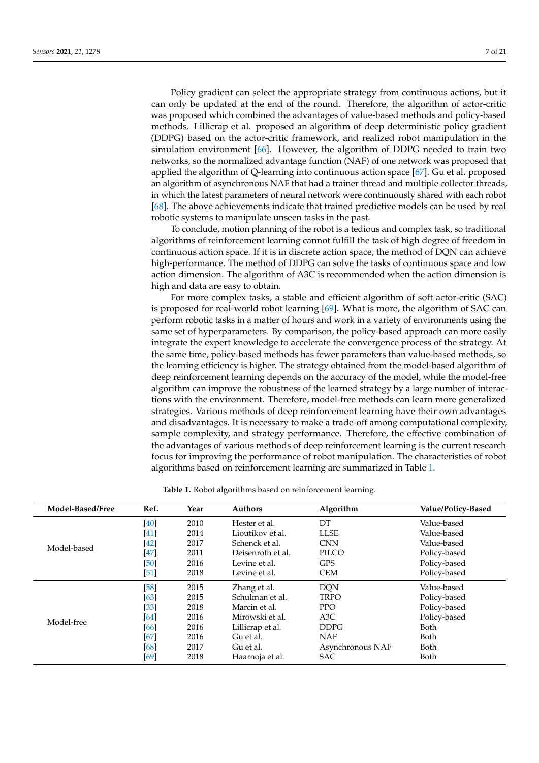Policy gradient can select the appropriate strategy from continuous actions, but it can only be updated at the end of the round. Therefore, the algorithm of actor-critic was proposed which combined the advantages of value-based methods and policy-based methods. Lillicrap et al. proposed an algorithm of deep deterministic policy gradient (DDPG) based on the actor-critic framework, and realized robot manipulation in the simulation environment [66]. However, the algorithm of DDPG needed to train two networks, so the normalized advantage function (NAF) of one network was proposed that applied the algorithm of Q-learning into continuous action space [67]. Gu et al. proposed an algorithm of asynchronous NAF that had a trainer thread and multiple collector threads, in which the latest parameters of neural network were continuously shared with each robot [68]. The above achievements indicate that trained predictive models can be used by real robotic systems to manipulate unseen tasks in the past.

To conclude, motion planning of the robot is a tedious and complex task, so traditional algorithms of reinforcement learning cannot fulfill the task of high degree of freedom in continuous action space. If it is in discrete action space, the method of DQN can achieve high-performance. The method of DDPG can solve the tasks of continuous space and low action dimension. The algorithm of A3C is recommended when the action dimension is high and data are easy to obtain.

For more complex tasks, a stable and efficient algorithm of soft actor-critic (SAC) is proposed for real-world robot learning [69]. What is more, the algorithm of SAC can perform robotic tasks in a matter of hours and work in a variety of environments using the same set of hyperparameters. By comparison, the policy-based approach can more easily integrate the expert knowledge to accelerate the convergence process of the strategy. At the same time, policy-based methods has fewer parameters than value-based methods, so the learning efficiency is higher. The strategy obtained from the model-based algorithm of deep reinforcement learning depends on the accuracy of the model, while the model-free algorithm can improve the robustness of the learned strategy by a large number of interactions with the environment. Therefore, model-free methods can learn more generalized strategies. Various methods of deep reinforcement learning have their own advantages and disadvantages. It is necessary to make a trade-off among computational complexity, sample complexity, and strategy performance. Therefore, the effective combination of the advantages of various methods of deep reinforcement learning is the current research focus for improving the performance of robot manipulation. The characteristics of robot algorithms based on reinforcement learning are summarized in Table 1.

**Table 1.** Robot algorithms based on reinforcement learning.

| Model-Based/Free | Ref. | Year | Authors | Algorithm | Value/Policy-Based |
|---|---|---|---|---|---|
| Model-based | [40] | 2010 | Hester et al. | DT | Value-based |
| | [41] | 2014 | Lioutikov et al. | LLSE | Value-based |
| | [42] | 2017 | Schenck et al. | CNN | Value-based |
| | [47] | 2011 | Deisenroth et al. | PILCO | Policy-based |
| | [50] | 2016 | Levine et al. | GPS | Policy-based |
| | [51] | 2018 | Levine et al. | CEM | Policy-based |
| Model-free | [58] | 2015 | Zhang et al. | DQN | Value-based |
| | [63] | 2015 | Schulman et al. | TRPO | Policy-based |
| | [33] | 2018 | Marcin et al. | PPO | Policy-based |
| | [64] | 2016 | Mirowski et al. | A3C | Policy-based |
| | [66] | 2016 | Lillicrap et al. | DDPG | Both |
| | [67] | 2016 | Gu et al. | NAF | Both |
| | [68] | 2017 | Gu et al. | Asynchronous NAF | Both |
| | [69] | 2018 | Haarnoja et al. | SAC | Both |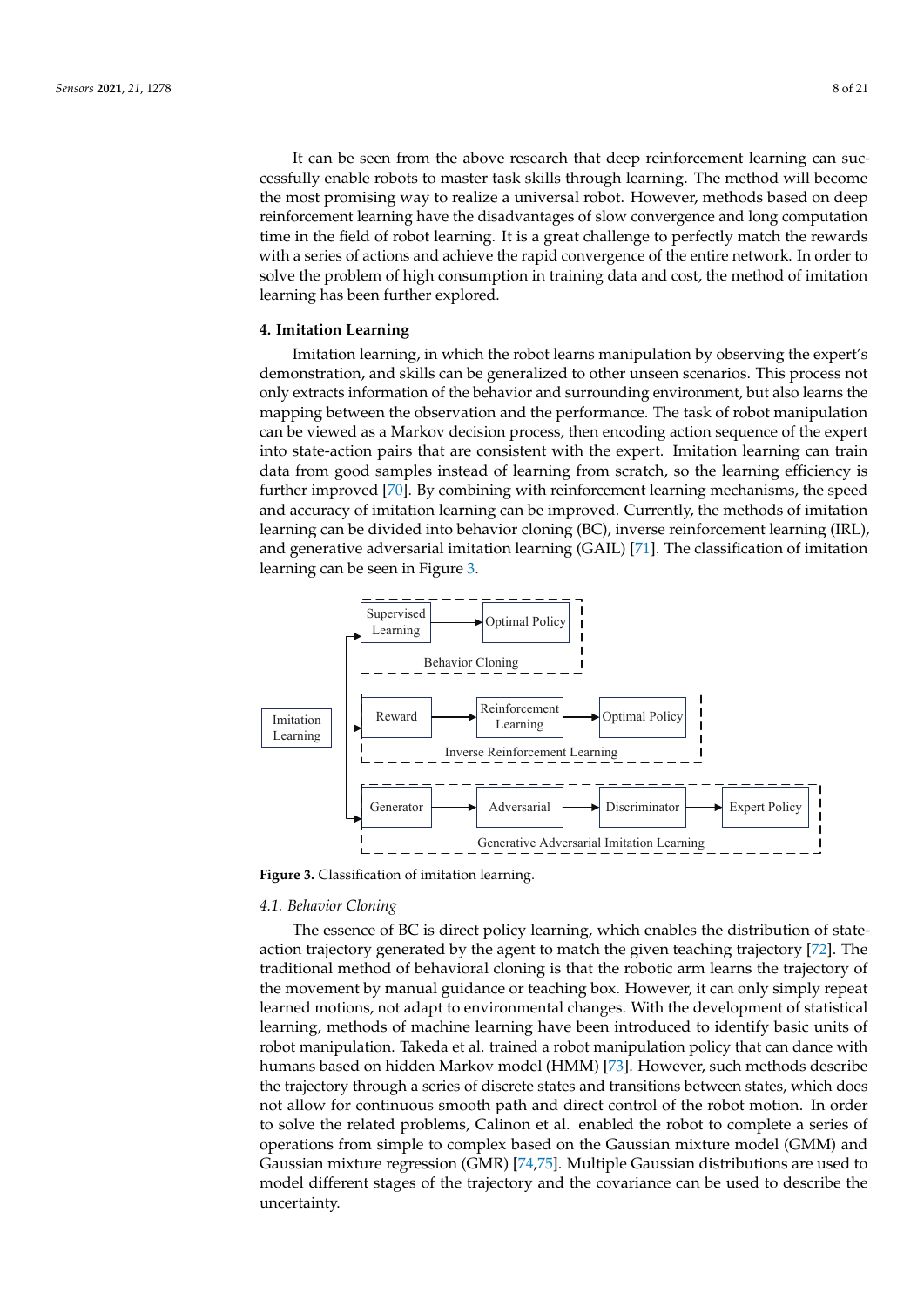It can be seen from the above research that deep reinforcement learning can successfully enable robots to master task skills through learning. The method will become the most promising way to realize a universal robot. However, methods based on deep reinforcement learning have the disadvantages of slow convergence and long computation time in the field of robot learning. It is a great challenge to perfectly match the rewards with a series of actions and achieve the rapid convergence of the entire network. In order to solve the problem of high consumption in training data and cost, the method of imitation learning has been further explored.

## 4. Imitation Learning

Imitation learning, in which the robot learns manipulation by observing the expert's demonstration, and skills can be generalized to other unseen scenarios. This process not only extracts information of the behavior and surrounding environment, but also learns the mapping between the observation and the performance. The task of robot manipulation can be viewed as a Markov decision process, then encoding action sequence of the expert into state-action pairs that are consistent with the expert. Imitation learning can train data from good samples instead of learning from scratch, so the learning efficiency is further improved [70]. By combining with reinforcement learning mechanisms, the speed and accuracy of imitation learning can be improved. Currently, the methods of imitation learning can be divided into behavior cloning (BC), inverse reinforcement learning (IRL), and generative adversarial imitation learning (GAIL) [71]. The classification of imitation learning can be seen in Figure 3.

**Figure 3.** Classification of imitation learning.

### 4.1. Behavior Cloning

The essence of BC is direct policy learning, which enables the distribution of state-action trajectory generated by the agent to match the given teaching trajectory [72]. The traditional method of behavioral cloning is that the robotic arm learns the trajectory of the movement by manual guidance or teaching box. However, it can only simply repeat learned motions, not adapt to environmental changes. With the development of statistical learning, methods of machine learning have been introduced to identify basic units of robot manipulation. Takeda et al. trained a robot manipulation policy that can dance with humans based on hidden Markov model (HMM) [73]. However, such methods describe the trajectory through a series of discrete states and transitions between states, which does not allow for continuous smooth path and direct control of the robot motion. In order to solve the related problems, Calinon et al. enabled the robot to complete a series of operations from simple to complex based on the Gaussian mixture model (GMM) and Gaussian mixture regression (GMR) [74,75]. Multiple Gaussian distributions are used to model different stages of the trajectory and the covariance can be used to describe the uncertainty.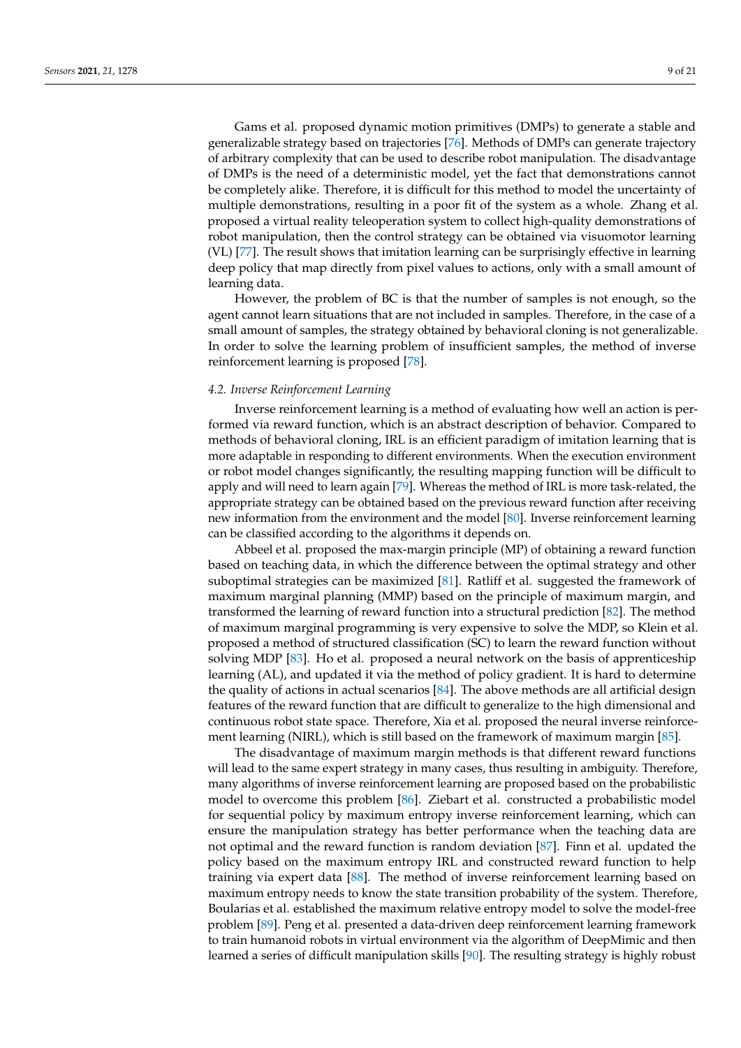Gams et al. proposed dynamic motion primitives (DMPs) to generate a stable and generalizable strategy based on trajectories [76]. Methods of DMPs can generate trajectory of arbitrary complexity that can be used to describe robot manipulation. The disadvantage of DMPs is the need of a deterministic model, yet the fact that demonstrations cannot be completely alike. Therefore, it is difficult for this method to model the uncertainty of multiple demonstrations, resulting in a poor fit of the system as a whole. Zhang et al. proposed a virtual reality teleoperation system to collect high-quality demonstrations of robot manipulation, then the control strategy can be obtained via visuomotor learning (VL) [77]. The result shows that imitation learning can be surprisingly effective in learning deep policy that map directly from pixel values to actions, only with a small amount of learning data.

However, the problem of BC is that the number of samples is not enough, so the agent cannot learn situations that are not included in samples. Therefore, in the case of a small amount of samples, the strategy obtained by behavioral cloning is not generalizable. In order to solve the learning problem of insufficient samples, the method of inverse reinforcement learning is proposed [78].

### *4.2. Inverse Reinforcement Learning*

Inverse reinforcement learning is a method of evaluating how well an action is performed via reward function, which is an abstract description of behavior. Compared to methods of behavioral cloning, IRL is an efficient paradigm of imitation learning that is more adaptable in responding to different environments. When the execution environment or robot model changes significantly, the resulting mapping function will be difficult to apply and will need to learn again [79]. Whereas the method of IRL is more task-related, the appropriate strategy can be obtained based on the previous reward function after receiving new information from the environment and the model [80]. Inverse reinforcement learning can be classified according to the algorithms it depends on.

Abbeel et al. proposed the max-margin principle (MP) of obtaining a reward function based on teaching data, in which the difference between the optimal strategy and other suboptimal strategies can be maximized [81]. Ratliff et al. suggested the framework of maximum marginal planning (MMP) based on the principle of maximum margin, and transformed the learning of reward function into a structural prediction [82]. The method of maximum marginal programming is very expensive to solve the MDP, so Klein et al. proposed a method of structured classification (SC) to learn the reward function without solving MDP [83]. Ho et al. proposed a neural network on the basis of apprenticeship learning (AL), and updated it via the method of policy gradient. It is hard to determine the quality of actions in actual scenarios [84]. The above methods are all artificial design features of the reward function that are difficult to generalize to the high dimensional and continuous robot state space. Therefore, Xia et al. proposed the neural inverse reinforcement learning (NIRL), which is still based on the framework of maximum margin [85].

The disadvantage of maximum margin methods is that different reward functions will lead to the same expert strategy in many cases, thus resulting in ambiguity. Therefore, many algorithms of inverse reinforcement learning are proposed based on the probabilistic model to overcome this problem [86]. Ziebart et al. constructed a probabilistic model for sequential policy by maximum entropy inverse reinforcement learning, which can ensure the manipulation strategy has better performance when the teaching data are not optimal and the reward function is random deviation [87]. Finn et al. updated the policy based on the maximum entropy IRL and constructed reward function to help training via expert data [88]. The method of inverse reinforcement learning based on maximum entropy needs to know the state transition probability of the system. Therefore, Boularias et al. established the maximum relative entropy model to solve the model-free problem [89]. Peng et al. presented a data-driven deep reinforcement learning framework to train humanoid robots in virtual environment via the algorithm of DeepMimic and then learned a series of difficult manipulation skills [90]. The resulting strategy is highly robust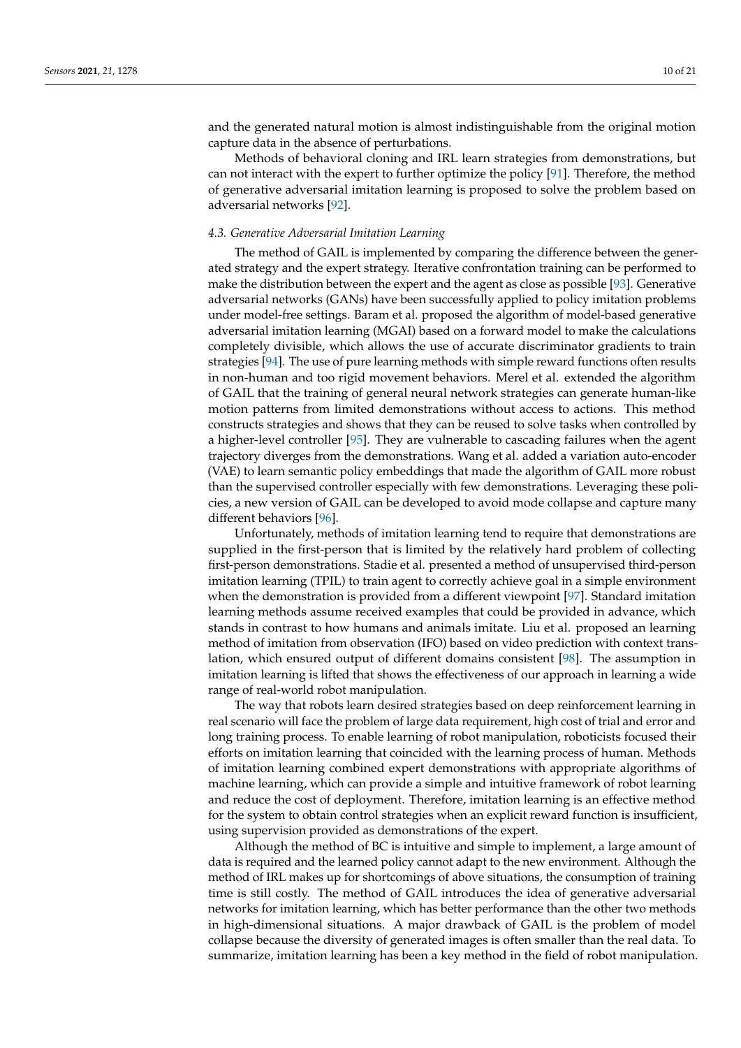and the generated natural motion is almost indistinguishable from the original motion capture data in the absence of perturbations.

Methods of behavioral cloning and IRL learn strategies from demonstrations, but can not interact with the expert to further optimize the policy [91]. Therefore, the method of generative adversarial imitation learning is proposed to solve the problem based on adversarial networks [92].

### *4.3. Generative Adversarial Imitation Learning*

The method of GAIL is implemented by comparing the difference between the generated strategy and the expert strategy. Iterative confrontation training can be performed to make the distribution between the expert and the agent as close as possible [93]. Generative adversarial networks (GANs) have been successfully applied to policy imitation problems under model-free settings. Baram et al. proposed the algorithm of model-based generative adversarial imitation learning (MGAI) based on a forward model to make the calculations completely divisible, which allows the use of accurate discriminator gradients to train strategies [94]. The use of pure learning methods with simple reward functions often results in non-human and too rigid movement behaviors. Merel et al. extended the algorithm of GAIL that the training of general neural network strategies can generate human-like motion patterns from limited demonstrations without access to actions. This method constructs strategies and shows that they can be reused to solve tasks when controlled by a higher-level controller [95]. They are vulnerable to cascading failures when the agent trajectory diverges from the demonstrations. Wang et al. added a variation auto-encoder (VAE) to learn semantic policy embeddings that made the algorithm of GAIL more robust than the supervised controller especially with few demonstrations. Leveraging these policies, a new version of GAIL can be developed to avoid mode collapse and capture many different behaviors [96].

Unfortunately, methods of imitation learning tend to require that demonstrations are supplied in the first-person that is limited by the relatively hard problem of collecting first-person demonstrations. Stadie et al. presented a method of unsupervised third-person imitation learning (TPIL) to train agent to correctly achieve goal in a simple environment when the demonstration is provided from a different viewpoint [97]. Standard imitation learning methods assume received examples that could be provided in advance, which stands in contrast to how humans and animals imitate. Liu et al. proposed an learning method of imitation from observation (IFO) based on video prediction with context translation, which ensured output of different domains consistent [98]. The assumption in imitation learning is lifted that shows the effectiveness of our approach in learning a wide range of real-world robot manipulation.

The way that robots learn desired strategies based on deep reinforcement learning in real scenario will face the problem of large data requirement, high cost of trial and error and long training process. To enable learning of robot manipulation, roboticists focused their efforts on imitation learning that coincided with the learning process of human. Methods of imitation learning combined expert demonstrations with appropriate algorithms of machine learning, which can provide a simple and intuitive framework of robot learning and reduce the cost of deployment. Therefore, imitation learning is an effective method for the system to obtain control strategies when an explicit reward function is insufficient, using supervision provided as demonstrations of the expert.

Although the method of BC is intuitive and simple to implement, a large amount of data is required and the learned policy cannot adapt to the new environment. Although the method of IRL makes up for shortcomings of above situations, the consumption of training time is still costly. The method of GAIL introduces the idea of generative adversarial networks for imitation learning, which has better performance than the other two methods in high-dimensional situations. A major drawback of GAIL is the problem of model collapse because the diversity of generated images is often smaller than the real data. To summarize, imitation learning has been a key method in the field of robot manipulation.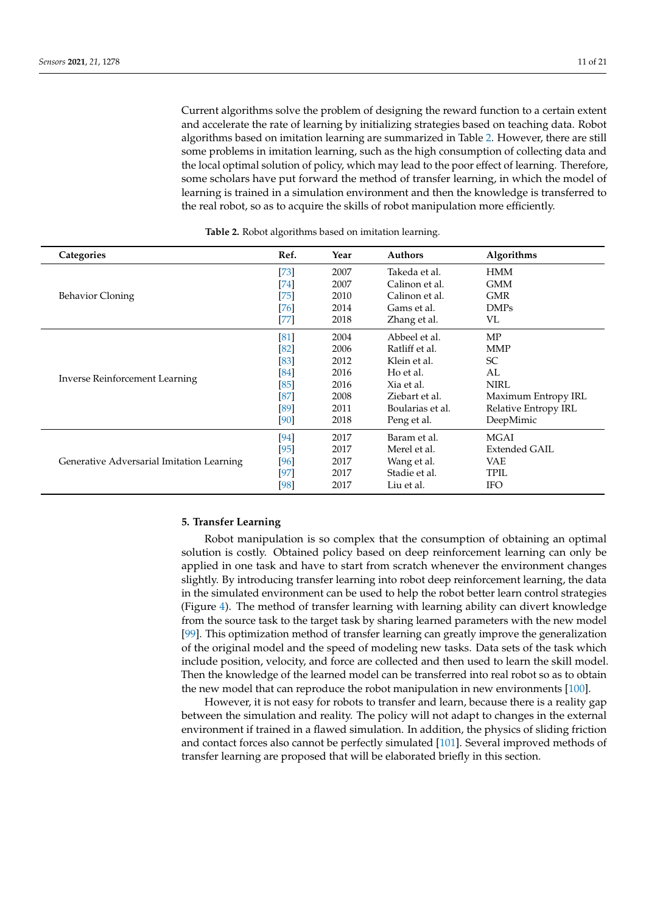Current algorithms solve the problem of designing the reward function to a certain extent and accelerate the rate of learning by initializing strategies based on teaching data. Robot algorithms based on imitation learning are summarized in Table 2. However, there are still some problems in imitation learning, such as the high consumption of collecting data and the local optimal solution of policy, which may lead to the poor effect of learning. Therefore, some scholars have put forward the method of transfer learning, in which the model of learning is trained in a simulation environment and then the knowledge is transferred to the real robot, so as to acquire the skills of robot manipulation more efficiently.

**Table 2.** Robot algorithms based on imitation learning.

| Categories | Ref. | Year | Authors | Algorithms |
|---|---|---|---|---|
| Behavior Cloning | [73] | 2007 | Takeda et al. | HMM |
| | [74] | 2007 | Calinon et al. | GMM |
| | [75] | 2010 | Calinon et al. | GMR |
| | [76] | 2014 | Gams et al. | DMPs |
| | [77] | 2018 | Zhang et al. | VL |
| Inverse Reinforcement Learning | [81] | 2004 | Abbeel et al. | MP |
| | [82] | 2006 | Ratliff et al. | MMP |
| | [83] | 2012 | Klein et al. | SC |
| | [84] | 2016 | Ho et al. | AL |
| | [85] | 2016 | Xia et al. | NIRL |
| | [87] | 2008 | Ziebart et al. | Maximum Entropy IRL |
| | [89] | 2011 | Boularias et al. | Relative Entropy IRL |
| | [90] | 2018 | Peng et al. | DeepMimic |
| Generative Adversarial Imitation Learning | [94] | 2017 | Baram et al. | MGAI |
| | [95] | 2017 | Merel et al. | Extended GAIL |
| | [96] | 2017 | Wang et al. | VAE |
| | [97] | 2017 | Stadie et al. | TPIL |
| | [98] | 2017 | Liu et al. | IFO |

## 5. Transfer Learning

Robot manipulation is so complex that the consumption of obtaining an optimal solution is costly. Obtained policy based on deep reinforcement learning can only be applied in one task and have to start from scratch whenever the environment changes slightly. By introducing transfer learning into robot deep reinforcement learning, the data in the simulated environment can be used to help the robot better learn control strategies (Figure 4). The method of transfer learning with learning ability can divert knowledge from the source task to the target task by sharing learned parameters with the new model [99]. This optimization method of transfer learning can greatly improve the generalization of the original model and the speed of modeling new tasks. Data sets of the task which include position, velocity, and force are collected and then used to learn the skill model. Then the knowledge of the learned model can be transferred into real robot so as to obtain the new model that can reproduce the robot manipulation in new environments [100].

However, it is not easy for robots to transfer and learn, because there is a reality gap between the simulation and reality. The policy will not adapt to changes in the external environment if trained in a flawed simulation. In addition, the physics of sliding friction and contact forces also cannot be perfectly simulated [101]. Several improved methods of transfer learning are proposed that will be elaborated briefly in this section.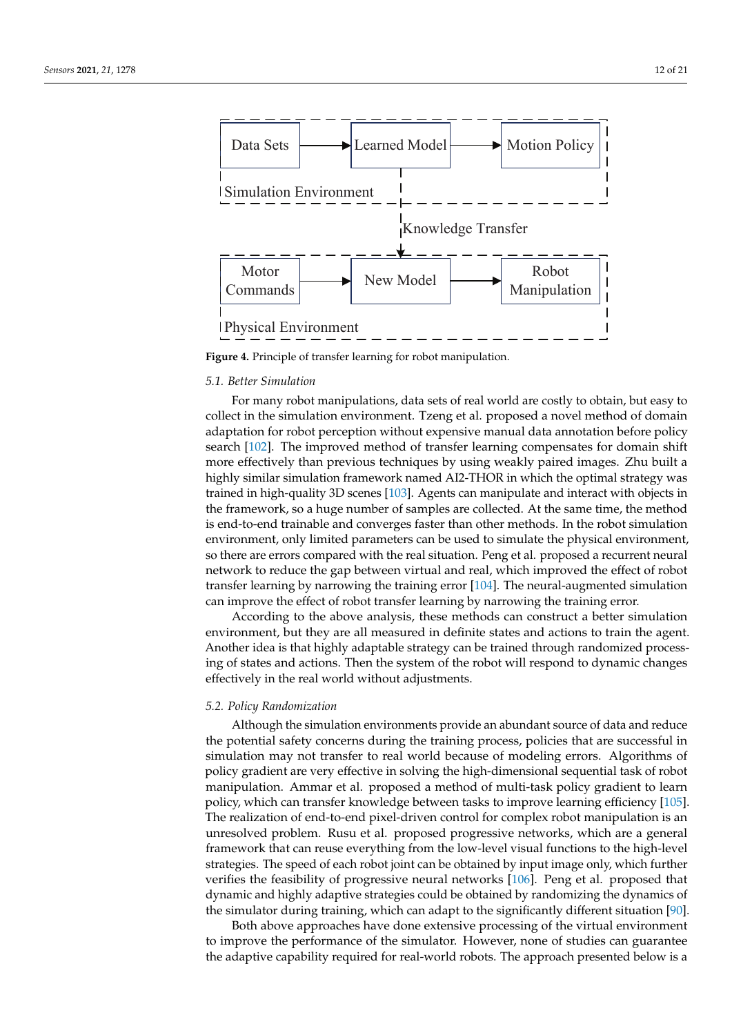Data Sets → Learned Model → Motion Policy

Simulation Environment

Knowledge Transfer

Motor Commands → New Model → Robot Manipulation

Physical Environment

**Figure 4.** Principle of transfer learning for robot manipulation.

### *5.1. Better Simulation*

For many robot manipulations, data sets of real world are costly to obtain, but easy to collect in the simulation environment. Tzeng et al. proposed a novel method of domain adaptation for robot perception without expensive manual data annotation before policy search [102]. The improved method of transfer learning compensates for domain shift more effectively than previous techniques by using weakly paired images. Zhu built a highly similar simulation framework named AI2-THOR in which the optimal strategy was trained in high-quality 3D scenes [103]. Agents can manipulate and interact with objects in the framework, so a huge number of samples are collected. At the same time, the method is end-to-end trainable and converges faster than other methods. In the robot simulation environment, only limited parameters can be used to simulate the physical environment, so there are errors compared with the real situation. Peng et al. proposed a recurrent neural network to reduce the gap between virtual and real, which improved the effect of robot transfer learning by narrowing the training error [104]. The neural-augmented simulation can improve the effect of robot transfer learning by narrowing the training error.

According to the above analysis, these methods can construct a better simulation environment, but they are all measured in definite states and actions to train the agent. Another idea is that highly adaptable strategy can be trained through randomized processing of states and actions. Then the system of the robot will respond to dynamic changes effectively in the real world without adjustments.

### *5.2. Policy Randomization*

Although the simulation environments provide an abundant source of data and reduce the potential safety concerns during the training process, policies that are successful in simulation may not transfer to real world because of modeling errors. Algorithms of policy gradient are very effective in solving the high-dimensional sequential task of robot manipulation. Ammar et al. proposed a method of multi-task policy gradient to learn policy, which can transfer knowledge between tasks to improve learning efficiency [105]. The realization of end-to-end pixel-driven control for complex robot manipulation is an unresolved problem. Rusu et al. proposed progressive networks, which are a general framework that can reuse everything from the low-level visual functions to the high-level strategies. The speed of each robot joint can be obtained by input image only, which further verifies the feasibility of progressive neural networks [106]. Peng et al. proposed that dynamic and highly adaptive strategies could be obtained by randomizing the dynamics of the simulator during training, which can adapt to the significantly different situation [90].

Both above approaches have done extensive processing of the virtual environment to improve the performance of the simulator. However, none of studies can guarantee the adaptive capability required for real-world robots. The approach presented below is a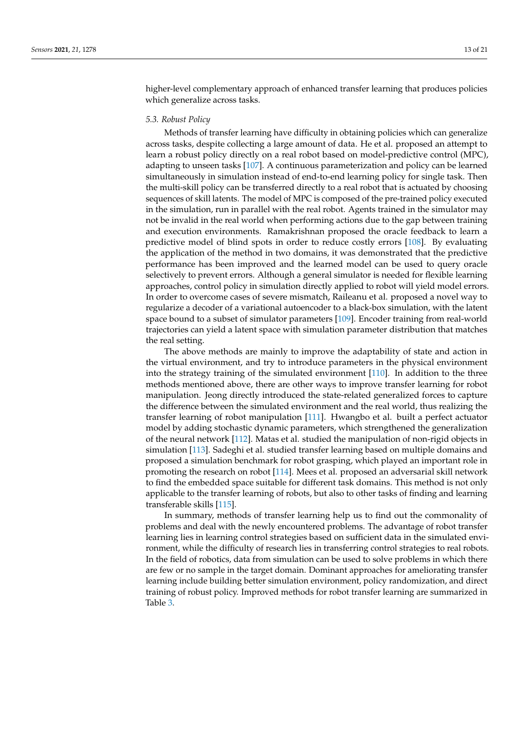higher-level complementary approach of enhanced transfer learning that produces policies which generalize across tasks.

### 5.3. Robust Policy

Methods of transfer learning have difficulty in obtaining policies which can generalize across tasks, despite collecting a large amount of data. He et al. proposed an attempt to learn a robust policy directly on a real robot based on model-predictive control (MPC), adapting to unseen tasks [107]. A continuous parameterization and policy can be learned simultaneously in simulation instead of end-to-end learning policy for single task. Then the multi-skill policy can be transferred directly to a real robot that is actuated by choosing sequences of skill latents. The model of MPC is composed of the pre-trained policy executed in the simulation, run in parallel with the real robot. Agents trained in the simulator may not be invalid in the real world when performing actions due to the gap between training and execution environments. Ramakrishnan proposed the oracle feedback to learn a predictive model of blind spots in order to reduce costly errors [108]. By evaluating the application of the method in two domains, it was demonstrated that the predictive performance has been improved and the learned model can be used to query oracle selectively to prevent errors. Although a general simulator is needed for flexible learning approaches, control policy in simulation directly applied to robot will yield model errors. In order to overcome cases of severe mismatch, Raileanu et al. proposed a novel way to regularize a decoder of a variational autoencoder to a black-box simulation, with the latent space bound to a subset of simulator parameters [109]. Encoder training from real-world trajectories can yield a latent space with simulation parameter distribution that matches the real setting.

The above methods are mainly to improve the adaptability of state and action in the virtual environment, and try to introduce parameters in the physical environment into the strategy training of the simulated environment [110]. In addition to the three methods mentioned above, there are other ways to improve transfer learning for robot manipulation. Jeong directly introduced the state-related generalized forces to capture the difference between the simulated environment and the real world, thus realizing the transfer learning of robot manipulation [111]. Hwangbo et al. built a perfect actuator model by adding stochastic dynamic parameters, which strengthened the generalization of the neural network [112]. Matas et al. studied the manipulation of non-rigid objects in simulation [113]. Sadeghi et al. studied transfer learning based on multiple domains and proposed a simulation benchmark for robot grasping, which played an important role in promoting the research on robot [114]. Mees et al. proposed an adversarial skill network to find the embedded space suitable for different task domains. This method is not only applicable to the transfer learning of robots, but also to other tasks of finding and learning transferable skills [115].

In summary, methods of transfer learning help us to find out the commonality of problems and deal with the newly encountered problems. The advantage of robot transfer learning lies in learning control strategies based on sufficient data in the simulated environment, while the difficulty of research lies in transferring control strategies to real robots. In the field of robotics, data from simulation can be used to solve problems in which there are few or no sample in the target domain. Dominant approaches for ameliorating transfer learning include building better simulation environment, policy randomization, and direct training of robust policy. Improved methods for robot transfer learning are summarized in Table 3.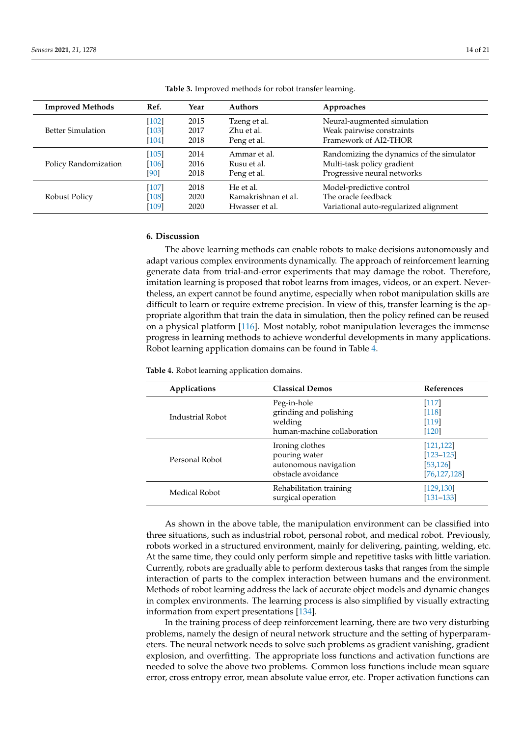**Table 3.** Improved methods for robot transfer learning.

| Improved Methods | Ref. | Year | Authors | Approaches |
|---|---|---|---|---|
| Better Simulation | [102] | 2015 | Tzeng et al. | Neural-augmented simulation |
| | [103] | 2017 | Zhu et al. | Weak pairwise constraints |
| | [104] | 2018 | Peng et al. | Framework of AI2-THOR |
| Policy Randomization | [105] | 2014 | Ammar et al. | Randomizing the dynamics of the simulator |
| | [106] | 2016 | Rusu et al. | Multi-task policy gradient |
| | [90] | 2018 | Peng et al. | Progressive neural networks |
| Robust Policy | [107] | 2018 | He et al. | Model-predictive control |
| | [108] | 2020 | Ramakrishnan et al. | The oracle feedback |
| | [109] | 2020 | Hwasser et al. | Variational auto-regularized alignment |

## 6. Discussion

The above learning methods can enable robots to make decisions autonomously and adapt various complex environments dynamically. The approach of reinforcement learning generate data from trial-and-error experiments that may damage the robot. Therefore, imitation learning is proposed that robot learns from images, videos, or an expert. Nevertheless, an expert cannot be found anytime, especially when robot manipulation skills are difficult to learn or require extreme precision. In view of this, transfer learning is the appropriate algorithm that train the data in simulation, then the policy refined can be reused on a physical platform [116]. Most notably, robot manipulation leverages the immense progress in learning methods to achieve wonderful developments in many applications. Robot learning application domains can be found in Table 4.

**Table 4.** Robot learning application domains.

| Applications | Classical Demos | References |
|---|---|---|
| Industrial Robot | Peg-in-hole | [117] |
| | grinding and polishing | [118] |
| | welding | [119] |
| | human-machine collaboration | [120] |
| Personal Robot | Ironing clothes | [121,122] |
| | pouring water | [123–125] |
| | autonomous navigation | [53,126] |
| | obstacle avoidance | [76,127,128] |
| Medical Robot | Rehabilitation training | [129,130] |
| | surgical operation | [131–133] |

As shown in the above table, the manipulation environment can be classified into three situations, such as industrial robot, personal robot, and medical robot. Previously, robots worked in a structured environment, mainly for delivering, painting, welding, etc. At the same time, they could only perform simple and repetitive tasks with little variation. Currently, robots are gradually able to perform dexterous tasks that ranges from the simple interaction of parts to the complex interaction between humans and the environment. Methods of robot learning address the lack of accurate object models and dynamic changes in complex environments. The learning process is also simplified by visually extracting information from expert presentations [134].

In the training process of deep reinforcement learning, there are two very disturbing problems, namely the design of neural network structure and the setting of hyperparameters. The neural network needs to solve such problems as gradient vanishing, gradient explosion, and overfitting. The appropriate loss functions and activation functions are needed to solve the above two problems. Common loss functions include mean square error, cross entropy error, mean absolute value error, etc. Proper activation functions can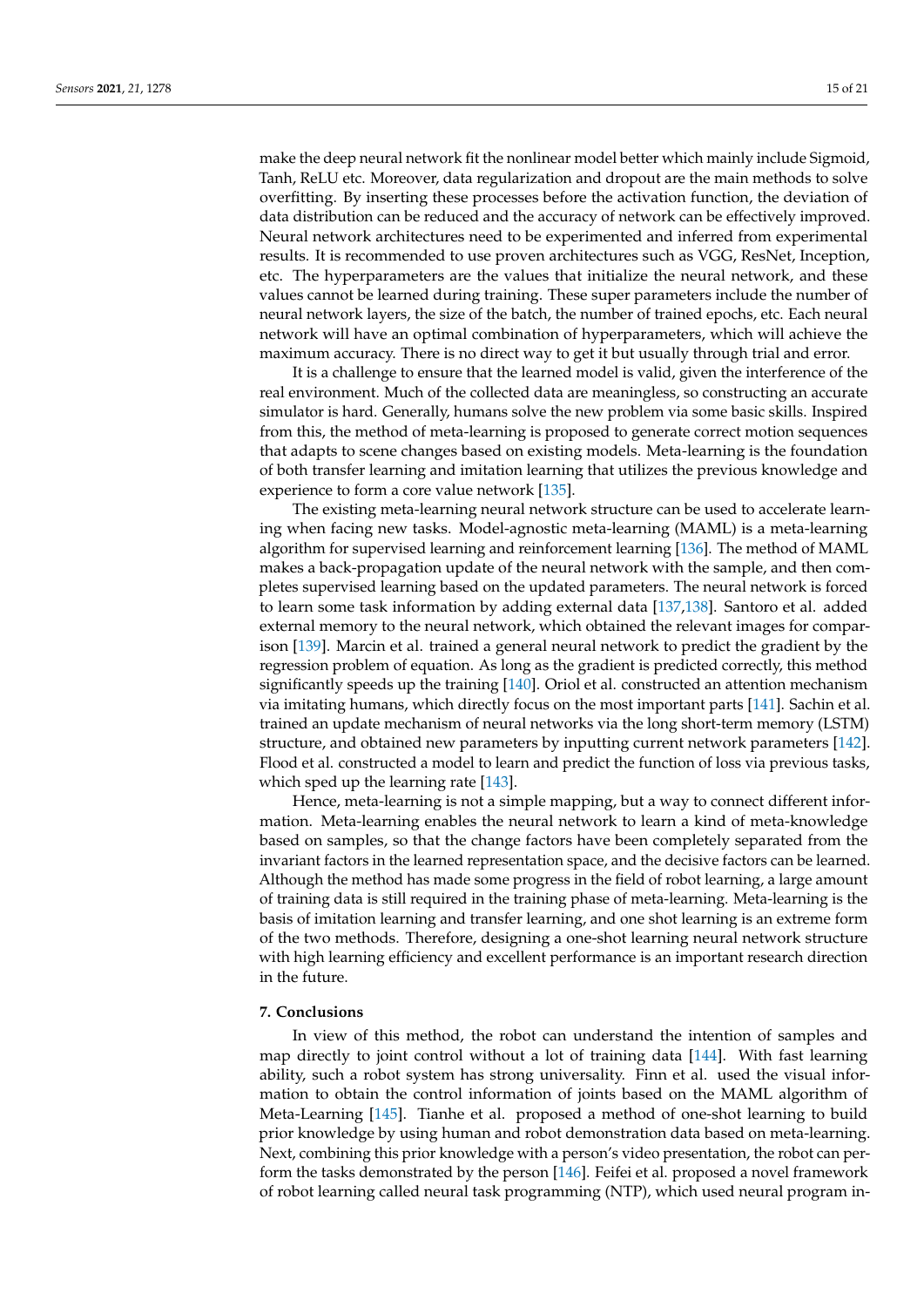make the deep neural network fit the nonlinear model better which mainly include Sigmoid, Tanh, ReLU etc. Moreover, data regularization and dropout are the main methods to solve overfitting. By inserting these processes before the activation function, the deviation of data distribution can be reduced and the accuracy of network can be effectively improved. Neural network architectures need to be experimented and inferred from experimental results. It is recommended to use proven architectures such as VGG, ResNet, Inception, etc. The hyperparameters are the values that initialize the neural network, and these values cannot be learned during training. These super parameters include the number of neural network layers, the size of the batch, the number of trained epochs, etc. Each neural network will have an optimal combination of hyperparameters, which will achieve the maximum accuracy. There is no direct way to get it but usually through trial and error.

It is a challenge to ensure that the learned model is valid, given the interference of the real environment. Much of the collected data are meaningless, so constructing an accurate simulator is hard. Generally, humans solve the new problem via some basic skills. Inspired from this, the method of meta-learning is proposed to generate correct motion sequences that adapts to scene changes based on existing models. Meta-learning is the foundation of both transfer learning and imitation learning that utilizes the previous knowledge and experience to form a core value network [135].

The existing meta-learning neural network structure can be used to accelerate learning when facing new tasks. Model-agnostic meta-learning (MAML) is a meta-learning algorithm for supervised learning and reinforcement learning [136]. The method of MAML makes a back-propagation update of the neural network with the sample, and then completes supervised learning based on the updated parameters. The neural network is forced to learn some task information by adding external data [137,138]. Santoro et al. added external memory to the neural network, which obtained the relevant images for comparison [139]. Marcin et al. trained a general neural network to predict the gradient by the regression problem of equation. As long as the gradient is predicted correctly, this method significantly speeds up the training [140]. Oriol et al. constructed an attention mechanism via imitating humans, which directly focus on the most important parts [141]. Sachin et al. trained an update mechanism of neural networks via the long short-term memory (LSTM) structure, and obtained new parameters by inputting current network parameters [142]. Flood et al. constructed a model to learn and predict the function of loss via previous tasks, which sped up the learning rate [143].

Hence, meta-learning is not a simple mapping, but a way to connect different information. Meta-learning enables the neural network to learn a kind of meta-knowledge based on samples, so that the change factors have been completely separated from the invariant factors in the learned representation space, and the decisive factors can be learned. Although the method has made some progress in the field of robot learning, a large amount of training data is still required in the training phase of meta-learning. Meta-learning is the basis of imitation learning and transfer learning, and one shot learning is an extreme form of the two methods. Therefore, designing a one-shot learning neural network structure with high learning efficiency and excellent performance is an important research direction in the future.

## 7. Conclusions

In view of this method, the robot can understand the intention of samples and map directly to joint control without a lot of training data [144]. With fast learning ability, such a robot system has strong universality. Finn et al. used the visual information to obtain the control information of joints based on the MAML algorithm of Meta-Learning [145]. Tianhe et al. proposed a method of one-shot learning to build prior knowledge by using human and robot demonstration data based on meta-learning. Next, combining this prior knowledge with a person's video presentation, the robot can perform the tasks demonstrated by the person [146]. Feifei et al. proposed a novel framework of robot learning called neural task programming (NTP), which used neural program in-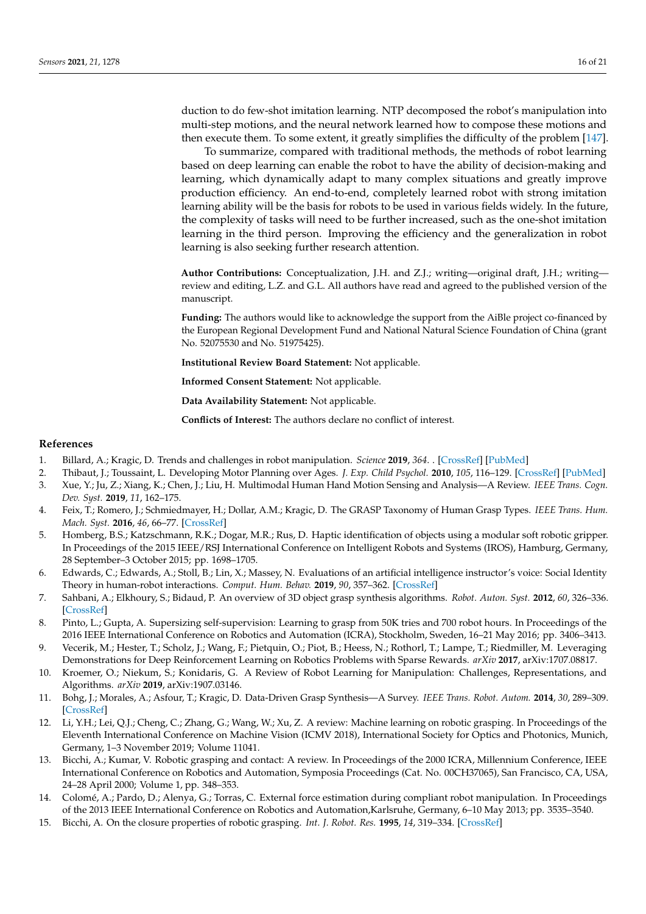duction to do few-shot imitation learning. NTP decomposed the robot's manipulation into multi-step motions, and the neural network learned how to compose these motions and then execute them. To some extent, it greatly simplifies the difficulty of the problem [147].

To summarize, compared with traditional methods, the methods of robot learning based on deep learning can enable the robot to have the ability of decision-making and learning, which dynamically adapt to many complex situations and greatly improve production efficiency. An end-to-end, completely learned robot with strong imitation learning ability will be the basis for robots to be used in various fields widely. In the future, the complexity of tasks will need to be further increased, such as the one-shot imitation learning in the third person. Improving the efficiency and the generalization in robot learning is also seeking further research attention.

**Author Contributions:** Conceptualization, J.H. and Z.J.; writing—original draft, J.H.; writing—review and editing, L.Z. and G.L. All authors have read and agreed to the published version of the manuscript.

**Funding:** The authors would like to acknowledge the support from the AiBle project co-financed by the European Regional Development Fund and National Natural Science Foundation of China (grant No. 52075530 and No. 51975425).

**Institutional Review Board Statement:** Not applicable.

**Informed Consent Statement:** Not applicable.

**Data Availability Statement:** Not applicable.

**Conflicts of Interest:** The authors declare no conflict of interest.

## References

1. Billard, A.; Kragic, D. Trends and challenges in robot manipulation. *Science* **2019**, *364*. . [CrossRef] [PubMed]
2. Thibaut, J.; Toussaint, L. Developing Motor Planning over Ages. *J. Exp. Child Psychol.* **2010**, *105*, 116–129. [CrossRef] [PubMed]
3. Xue, Y.; Ju, Z.; Xiang, K.; Chen, J.; Liu, H. Multimodal Human Hand Motion Sensing and Analysis—A Review. *IEEE Trans. Cogn. Dev. Syst.* **2019**, *11*, 162–175.
4. Feix, T.; Romero, J.; Schmiedmayer, H.; Dollar, A.M.; Kragic, D. The GRASP Taxonomy of Human Grasp Types. *IEEE Trans. Hum. Mach. Syst.* **2016**, *46*, 66–77. [CrossRef]
5. Homberg, B.S.; Katzschmann, R.K.; Dogar, M.R.; Rus, D. Haptic identification of objects using a modular soft robotic gripper. In Proceedings of the 2015 IEEE/RSJ International Conference on Intelligent Robots and Systems (IROS), Hamburg, Germany, 28 September–3 October 2015; pp. 1698–1705.
6. Edwards, C.; Edwards, A.; Stoll, B.; Lin, X.; Massey, N. Evaluations of an artificial intelligence instructor's voice: Social Identity Theory in human-robot interactions. *Comput. Hum. Behav.* **2019**, *90*, 357–362. [CrossRef]
7. Sahbani, A.; Elkhoury, S.; Bidaud, P. An overview of 3D object grasp synthesis algorithms. *Robot. Auton. Syst.* **2012**, *60*, 326–336. [CrossRef]
8. Pinto, L.; Gupta, A. Supersizing self-supervision: Learning to grasp from 50K tries and 700 robot hours. In Proceedings of the 2016 IEEE International Conference on Robotics and Automation (ICRA), Stockholm, Sweden, 16–21 May 2016; pp. 3406–3413.
9. Vecerik, M.; Hester, T.; Scholz, J.; Wang, F.; Pietquin, O.; Piot, B.; Heess, N.; Rothorl, T.; Lampe, T.; Riedmiller, M. Leveraging Demonstrations for Deep Reinforcement Learning on Robotics Problems with Sparse Rewards. *arXiv* **2017**, arXiv:1707.08817.
10. Kroemer, O.; Niekum, S.; Konidaris, G. A Review of Robot Learning for Manipulation: Challenges, Representations, and Algorithms. *arXiv* **2019**, arXiv:1907.03146.
11. Bohg, J.; Morales, A.; Asfour, T.; Kragic, D. Data-Driven Grasp Synthesis—A Survey. *IEEE Trans. Robot. Autom.* **2014**, *30*, 289–309. [CrossRef]
12. Li, Y.H.; Lei, Q.J.; Cheng, C.; Zhang, G.; Wang, W.; Xu, Z. A review: Machine learning on robotic grasping. In Proceedings of the Eleventh International Conference on Machine Vision (ICMV 2018), International Society for Optics and Photonics, Munich, Germany, 1–3 November 2019; Volume 11041.
13. Bicchi, A.; Kumar, V. Robotic grasping and contact: A review. In Proceedings of the 2000 ICRA, Millennium Conference, IEEE International Conference on Robotics and Automation, Symposia Proceedings (Cat. No. 00CH37065), San Francisco, CA, USA, 24–28 April 2000; Volume 1, pp. 348–353.
14. Colomé, A.; Pardo, D.; Alenya, G.; Torras, C. External force estimation during compliant robot manipulation. In Proceedings of the 2013 IEEE International Conference on Robotics and Automation,Karlsruhe, Germany, 6–10 May 2013; pp. 3535–3540.
15. Bicchi, A. On the closure properties of robotic grasping. *Int. J. Robot. Res.* **1995**, *14*, 319–334. [CrossRef]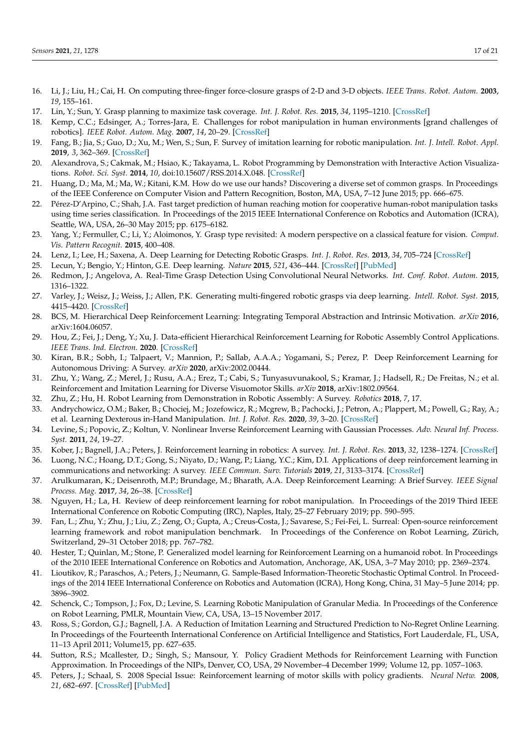16. Li, J.; Liu, H.; Cai, H. On computing three-finger force-closure grasps of 2-D and 3-D objects. *IEEE Trans. Robot. Autom.* **2003**, *19*, 155–161.
17. Lin, Y.; Sun, Y. Grasp planning to maximize task coverage. *Int. J. Robot. Res.* **2015**, *34*, 1195–1210. [CrossRef]
18. Kemp, C.C.; Edsinger, A.; Torres-Jara, E. Challenges for robot manipulation in human environments [grand challenges of robotics]. *IEEE Robot. Autom. Mag.* **2007**, *14*, 20–29. [CrossRef]
19. Fang, B.; Jia, S.; Guo, D.; Xu, M.; Wen, S.; Sun, F. Survey of imitation learning for robotic manipulation. *Int. J. Intell. Robot. Appl.* **2019**, *3*, 362–369. [CrossRef]
20. Alexandrova, S.; Cakmak, M.; Hsiao, K.; Takayama, L. Robot Programming by Demonstration with Interactive Action Visualizations. *Robot. Sci. Syst.* **2014**, *10*, doi:10.15607/RSS.2014.X.048. [CrossRef]
21. Huang, D.; Ma, M.; Ma, W.; Kitani, K.M. How do we use our hands? Discovering a diverse set of common grasps. In Proceedings of the IEEE Conference on Computer Vision and Pattern Recognition, Boston, MA, USA, 7–12 June 2015; pp. 666–675.
22. Pérez-D'Arpino, C.; Shah, J.A. Fast target prediction of human reaching motion for cooperative human-robot manipulation tasks using time series classification. In Proceedings of the 2015 IEEE International Conference on Robotics and Automation (ICRA), Seattle, WA, USA, 26–30 May 2015; pp. 6175–6182.
23. Yang, Y.; Fermuller, C.; Li, Y.; Aloimonos, Y. Grasp type revisited: A modern perspective on a classical feature for vision. *Comput. Vis. Pattern Recognit.* **2015**, 400–408.
24. Lenz, I.; Lee, H.; Saxena, A. Deep Learning for Detecting Robotic Grasps. *Int. J. Robot. Res.* **2013**, *34*, 705–724 [CrossRef]
25. Lecun, Y.; Bengio, Y.; Hinton, G.E. Deep learning. *Nature* **2015**, *521*, 436–444. [CrossRef] [PubMed]
26. Redmon, J.; Angelova, A. Real-Time Grasp Detection Using Convolutional Neural Networks. *Int. Conf. Robot. Autom.* **2015**, 1316–1322.
27. Varley, J.; Weisz, J.; Weiss, J.; Allen, P.K. Generating multi-fingered robotic grasps via deep learning. *Intell. Robot. Syst.* **2015**, 4415–4420. [CrossRef]
28. BCS, M. Hierarchical Deep Reinforcement Learning: Integrating Temporal Abstraction and Intrinsic Motivation. *arXiv* **2016**, arXiv:1604.06057.
29. Hou, Z.; Fei, J.; Deng, Y.; Xu, J. Data-efficient Hierarchical Reinforcement Learning for Robotic Assembly Control Applications. *IEEE Trans. Ind. Electron.* **2020**. [CrossRef]
30. Kiran, B.R.; Sobh, I.; Talpaert, V.; Mannion, P.; Sallab, A.A.A.; Yogamani, S.; Perez, P. Deep Reinforcement Learning for Autonomous Driving: A Survey. *arXiv* **2020**, arXiv:2002.00444.
31. Zhu, Y.; Wang, Z.; Merel, J.; Rusu, A.A.; Erez, T.; Cabi, S.; Tunyasuvunakool, S.; Kramar, J.; Hadsell, R.; De Freitas, N.; et al. Reinforcement and Imitation Learning for Diverse Visuomotor Skills. *arXiv* **2018**, arXiv:1802.09564.
32. Zhu, Z.; Hu, H. Robot Learning from Demonstration in Robotic Assembly: A Survey. *Robotics* **2018**, *7*, 17.
33. Andrychowicz, O.M.; Baker, B.; Chociej, M.; Jozefowicz, R.; Mcgrew, B.; Pachocki, J.; Petron, A.; Plappert, M.; Powell, G.; Ray, A.; et al. Learning Dexterous in-Hand Manipulation. *Int. J. Robot. Res.* **2020**, *39*, 3–20. [CrossRef]
34. Levine, S.; Popovic, Z.; Koltun, V. Nonlinear Inverse Reinforcement Learning with Gaussian Processes. *Adv. Neural Inf. Process. Syst.* **2011**, *24*, 19–27.
35. Kober, J.; Bagnell, J.A.; Peters, J. Reinforcement learning in robotics: A survey. *Int. J. Robot. Res.* **2013**, *32*, 1238–1274. [CrossRef]
36. Luong, N.C.; Hoang, D.T.; Gong, S.; Niyato, D.; Wang, P.; Liang, Y.C.; Kim, D.I. Applications of deep reinforcement learning in communications and networking: A survey. *IEEE Commun. Surv. Tutorials* **2019**, *21*, 3133–3174. [CrossRef]
37. Arulkumaran, K.; Deisenroth, M.P.; Brundage, M.; Bharath, A.A. Deep Reinforcement Learning: A Brief Survey. *IEEE Signal Process. Mag.* **2017**, *34*, 26–38. [CrossRef]
38. Nguyen, H.; La, H. Review of deep reinforcement learning for robot manipulation. In Proceedings of the 2019 Third IEEE International Conference on Robotic Computing (IRC), Naples, Italy, 25–27 February 2019; pp. 590–595.
39. Fan, L.; Zhu, Y.; Zhu, J.; Liu, Z.; Zeng, O.; Gupta, A.; Creus-Costa, J.; Savarese, S.; Fei-Fei, L. Surreal: Open-source reinforcement learning framework and robot manipulation benchmark. In Proceedings of the Conference on Robot Learning, Zürich, Switzerland, 29–31 October 2018; pp. 767–782.
40. Hester, T.; Quinlan, M.; Stone, P. Generalized model learning for Reinforcement Learning on a humanoid robot. In Proceedings of the 2010 IEEE International Conference on Robotics and Automation, Anchorage, AK, USA, 3–7 May 2010; pp. 2369–2374.
41. Lioutikov, R.; Paraschos, A.; Peters, J.; Neumann, G. Sample-Based Information-Theoretic Stochastic Optimal Control. In Proceedings of the 2014 IEEE International Conference on Robotics and Automation (ICRA), Hong Kong, China, 31 May–5 June 2014; pp. 3896–3902.
42. Schenck, C.; Tompson, J.; Fox, D.; Levine, S. Learning Robotic Manipulation of Granular Media. In Proceedings of the Conference on Robot Learning, PMLR, Mountain View, CA, USA, 13–15 November 2017.
43. Ross, S.; Gordon, G.J.; Bagnell, J.A. A Reduction of Imitation Learning and Structured Prediction to No-Regret Online Learning. In Proceedings of the Fourteenth International Conference on Artificial Intelligence and Statistics, Fort Lauderdale, FL, USA, 11–13 April 2011; Volume15, pp. 627–635.
44. Sutton, R.S.; Mcallester, D.; Singh, S.; Mansour, Y. Policy Gradient Methods for Reinforcement Learning with Function Approximation. In Proceedings of the NIPs, Denver, CO, USA, 29 November–4 December 1999; Volume 12, pp. 1057–1063.
45. Peters, J.; Schaal, S. 2008 Special Issue: Reinforcement learning of motor skills with policy gradients. *Neural Netw.* **2008**, *21*, 682–697. [CrossRef] [PubMed]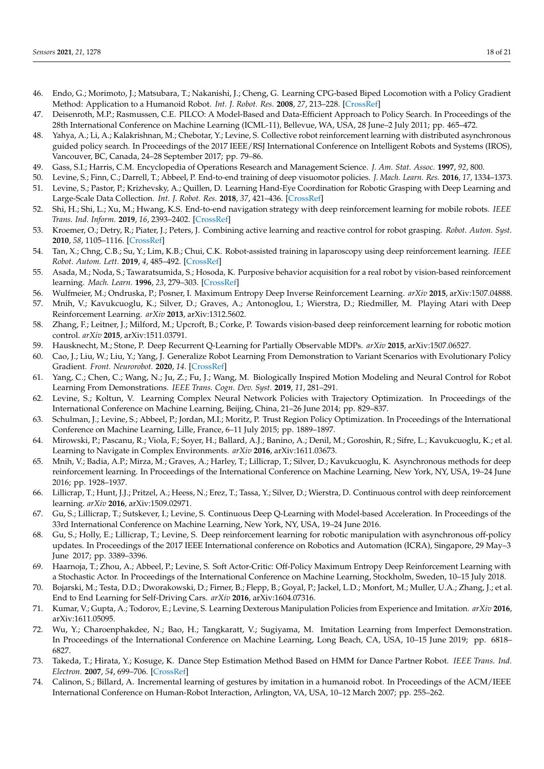46. Endo, G.; Morimoto, J.; Matsubara, T.; Nakanishi, J.; Cheng, G. Learning CPG-based Biped Locomotion with a Policy Gradient Method: Application to a Humanoid Robot. *Int. J. Robot. Res.* **2008**, *27*, 213–228. [CrossRef]
47. Deisenroth, M.P.; Rasmussen, C.E. PILCO: A Model-Based and Data-Efficient Approach to Policy Search. In Proceedings of the 28th International Conference on Machine Learning (ICML-11), Bellevue, WA, USA, 28 June–2 July 2011; pp. 465–472.
48. Yahya, A.; Li, A.; Kalakrishnan, M.; Chebotar, Y.; Levine, S. Collective robot reinforcement learning with distributed asynchronous guided policy search. In Proceedings of the 2017 IEEE/RSJ International Conference on Intelligent Robots and Systems (IROS), Vancouver, BC, Canada, 24–28 September 2017; pp. 79–86.
49. Gass, S.I.; Harris, C.M. Encyclopedia of Operations Research and Management Science. *J. Am. Stat. Assoc.* **1997**, *92*, 800.
50. Levine, S.; Finn, C.; Darrell, T.; Abbeel, P. End-to-end training of deep visuomotor policies. *J. Mach. Learn. Res.* **2016**, *17*, 1334–1373.
51. Levine, S.; Pastor, P.; Krizhevsky, A.; Quillen, D. Learning Hand-Eye Coordination for Robotic Grasping with Deep Learning and Large-Scale Data Collection. *Int. J. Robot. Res.* **2018**, *37*, 421–436. [CrossRef]
52. Shi, H.; Shi, L.; Xu, M.; Hwang, K.S. End-to-end navigation strategy with deep reinforcement learning for mobile robots. *IEEE Trans. Ind. Inform.* **2019**, *16*, 2393–2402. [CrossRef]
53. Kroemer, O.; Detry, R.; Piater, J.; Peters, J. Combining active learning and reactive control for robot grasping. *Robot. Auton. Syst.* **2010**, *58*, 1105–1116. [CrossRef]
54. Tan, X.; Chng, C.B.; Su, Y.; Lim, K.B.; Chui, C.K. Robot-assisted training in laparoscopy using deep reinforcement learning. *IEEE Robot. Autom. Lett.* **2019**, *4*, 485–492. [CrossRef]
55. Asada, M.; Noda, S.; Tawaratsumida, S.; Hosoda, K. Purposive behavior acquisition for a real robot by vision-based reinforcement learning. *Mach. Learn.* **1996**, *23*, 279–303. [CrossRef]
56. Wulfmeier, M.; Ondruska, P.; Posner, I. Maximum Entropy Deep Inverse Reinforcement Learning. *arXiv* **2015**, arXiv:1507.04888.
57. Mnih, V.; Kavukcuoglu, K.; Silver, D.; Graves, A.; Antonoglou, I.; Wierstra, D.; Riedmiller, M. Playing Atari with Deep Reinforcement Learning. *arXiv* **2013**, arXiv:1312.5602.
58. Zhang, F.; Leitner, J.; Milford, M.; Upcroft, B.; Corke, P. Towards vision-based deep reinforcement learning for robotic motion control. *arXiv* **2015**, arXiv:1511.03791.
59. Hausknecht, M.; Stone, P. Deep Recurrent Q-Learning for Partially Observable MDPs. *arXiv* **2015**, arXiv:1507.06527.
60. Cao, J.; Liu, W.; Liu, Y.; Yang, J. Generalize Robot Learning From Demonstration to Variant Scenarios with Evolutionary Policy Gradient. *Front. Neurorobot.* **2020**, *14*. [CrossRef]
61. Yang, C.; Chen, C.; Wang, N.; Ju, Z.; Fu, J.; Wang, M. Biologically Inspired Motion Modeling and Neural Control for Robot Learning From Demonstrations. *IEEE Trans. Cogn. Dev. Syst.* **2019**, *11*, 281–291.
62. Levine, S.; Koltun, V. Learning Complex Neural Network Policies with Trajectory Optimization. In Proceedings of the International Conference on Machine Learning, Beijing, China, 21–26 June 2014; pp. 829–837.
63. Schulman, J.; Levine, S.; Abbeel, P.; Jordan, M.I.; Moritz, P. Trust Region Policy Optimization. In Proceedings of the International Conference on Machine Learning, Lille, France, 6–11 July 2015; pp. 1889–1897.
64. Mirowski, P.; Pascanu, R.; Viola, F.; Soyer, H.; Ballard, A.J.; Banino, A.; Denil, M.; Goroshin, R.; Sifre, L.; Kavukcuoglu, K.; et al. Learning to Navigate in Complex Environments. *arXiv* **2016**, arXiv:1611.03673.
65. Mnih, V.; Badia, A.P.; Mirza, M.; Graves, A.; Harley, T.; Lillicrap, T.; Silver, D.; Kavukcuoglu, K. Asynchronous methods for deep reinforcement learning. In Proceedings of the International Conference on Machine Learning, New York, NY, USA, 19–24 June 2016; pp. 1928–1937.
66. Lillicrap, T.; Hunt, J.J.; Pritzel, A.; Heess, N.; Erez, T.; Tassa, Y.; Silver, D.; Wierstra, D. Continuous control with deep reinforcement learning. *arXiv* **2016**, arXiv:1509.02971.
67. Gu, S.; Lillicrap, T.; Sutskever, I.; Levine, S. Continuous Deep Q-Learning with Model-based Acceleration. In Proceedings of the 33rd International Conference on Machine Learning, New York, NY, USA, 19–24 June 2016.
68. Gu, S.; Holly, E.; Lillicrap, T.; Levine, S. Deep reinforcement learning for robotic manipulation with asynchronous off-policy updates. In Proceedings of the 2017 IEEE International conference on Robotics and Automation (ICRA), Singapore, 29 May–3 June 2017; pp. 3389–3396.
69. Haarnoja, T.; Zhou, A.; Abbeel, P.; Levine, S. Soft Actor-Critic: Off-Policy Maximum Entropy Deep Reinforcement Learning with a Stochastic Actor. In Proceedings of the International Conference on Machine Learning, Stockholm, Sweden, 10–15 July 2018.
70. Bojarski, M.; Testa, D.D.; Dworakowski, D.; Firner, B.; Flepp, B.; Goyal, P.; Jackel, L.D.; Monfort, M.; Muller, U.A.; Zhang, J.; et al. End to End Learning for Self-Driving Cars. *arXiv* **2016**, arXiv:1604.07316.
71. Kumar, V.; Gupta, A.; Todorov, E.; Levine, S. Learning Dexterous Manipulation Policies from Experience and Imitation. *arXiv* **2016**, arXiv:1611.05095.
72. Wu, Y.; Charoenphakdee, N.; Bao, H.; Tangkaratt, V.; Sugiyama, M. Imitation Learning from Imperfect Demonstration. In Proceedings of the International Conference on Machine Learning, Long Beach, CA, USA, 10–15 June 2019; pp. 6818–6827.
73. Takeda, T.; Hirata, Y.; Kosuge, K. Dance Step Estimation Method Based on HMM for Dance Partner Robot. *IEEE Trans. Ind. Electron.* **2007**, *54*, 699–706. [CrossRef]
74. Calinon, S.; Billard, A. Incremental learning of gestures by imitation in a humanoid robot. In Proceedings of the ACM/IEEE International Conference on Human-Robot Interaction, Arlington, VA, USA, 10–12 March 2007; pp. 255–262.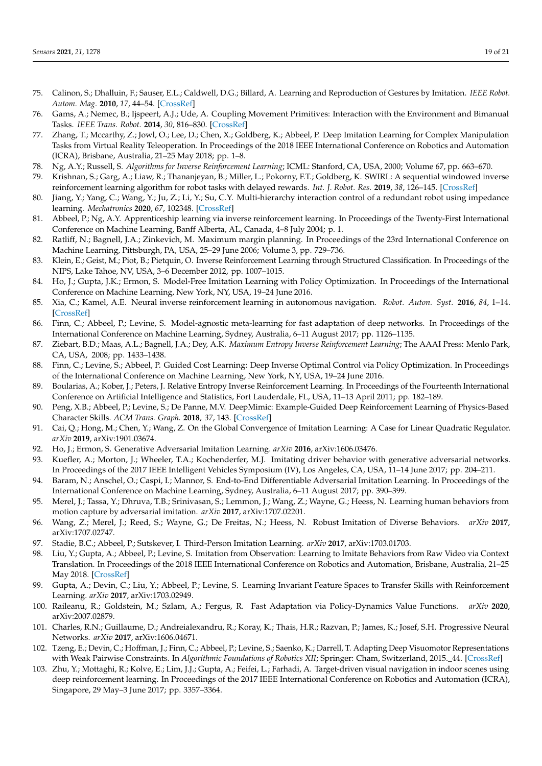75. Calinon, S.; Dhalluin, F.; Sauser, E.L.; Caldwell, D.G.; Billard, A. Learning and Reproduction of Gestures by Imitation. *IEEE Robot. Autom. Mag.* **2010**, *17*, 44–54. [CrossRef]
76. Gams, A.; Nemec, B.; Ijspeert, A.J.; Ude, A. Coupling Movement Primitives: Interaction with the Environment and Bimanual Tasks. *IEEE Trans. Robot.* **2014**, *30*, 816–830. [CrossRef]
77. Zhang, T.; Mccarthy, Z.; Jowl, O.; Lee, D.; Chen, X.; Goldberg, K.; Abbeel, P. Deep Imitation Learning for Complex Manipulation Tasks from Virtual Reality Teleoperation. In Proceedings of the 2018 IEEE International Conference on Robotics and Automation (ICRA), Brisbane, Australia, 21–25 May 2018; pp. 1–8.
78. Ng, A.Y.; Russell, S. *Algorithms for Inverse Reinforcement Learning*; ICML: Stanford, CA, USA, 2000; Volume 67, pp. 663–670.
79. Krishnan, S.; Garg, A.; Liaw, R.; Thananjeyan, B.; Miller, L.; Pokorny, F.T.; Goldberg, K. SWIRL: A sequential windowed inverse reinforcement learning algorithm for robot tasks with delayed rewards. *Int. J. Robot. Res.* **2019**, *38*, 126–145. [CrossRef]
80. Jiang, Y.; Yang, C.; Wang, Y.; Ju, Z.; Li, Y.; Su, C.Y. Multi-hierarchy interaction control of a redundant robot using impedance learning. *Mechatronics* **2020**, *67*, 102348. [CrossRef]
81. Abbeel, P.; Ng, A.Y. Apprenticeship learning via inverse reinforcement learning. In Proceedings of the Twenty-First International Conference on Machine Learning, Banff Alberta, AL, Canada, 4–8 July 2004; p. 1.
82. Ratliff, N.; Bagnell, J.A.; Zinkevich, M. Maximum margin planning. In Proceedings of the 23rd International Conference on Machine Learning, Pittsburgh, PA, USA, 25–29 June 2006; Volume 3, pp. 729–736.
83. Klein, E.; Geist, M.; Piot, B.; Pietquin, O. Inverse Reinforcement Learning through Structured Classification. In Proceedings of the NIPS, Lake Tahoe, NV, USA, 3–6 December 2012, pp. 1007–1015.
84. Ho, J.; Gupta, J.K.; Ermon, S. Model-Free Imitation Learning with Policy Optimization. In Proceedings of the International Conference on Machine Learning, New York, NY, USA, 19–24 June 2016.
85. Xia, C.; Kamel, A.E. Neural inverse reinforcement learning in autonomous navigation. *Robot. Auton. Syst.* **2016**, *84*, 1–14. [CrossRef]
86. Finn, C.; Abbeel, P.; Levine, S. Model-agnostic meta-learning for fast adaptation of deep networks. In Proceedings of the International Conference on Machine Learning, Sydney, Australia, 6–11 August 2017; pp. 1126–1135.
87. Ziebart, B.D.; Maas, A.L.; Bagnell, J.A.; Dey, A.K. *Maximum Entropy Inverse Reinforcement Learning*; The AAAI Press: Menlo Park, CA, USA, 2008; pp. 1433–1438.
88. Finn, C.; Levine, S.; Abbeel, P. Guided Cost Learning: Deep Inverse Optimal Control via Policy Optimization. In Proceedings of the International Conference on Machine Learning, New York, NY, USA, 19–24 June 2016.
89. Boularias, A.; Kober, J.; Peters, J. Relative Entropy Inverse Reinforcement Learning. In Proceedings of the Fourteenth International Conference on Artificial Intelligence and Statistics, Fort Lauderdale, FL, USA, 11–13 April 2011; pp. 182–189.
90. Peng, X.B.; Abbeel, P.; Levine, S.; De Panne, M.V. DeepMimic: Example-Guided Deep Reinforcement Learning of Physics-Based Character Skills. *ACM Trans. Graph.* **2018**, *37*, 143. [CrossRef]
91. Cai, Q.; Hong, M.; Chen, Y.; Wang, Z. On the Global Convergence of Imitation Learning: A Case for Linear Quadratic Regulator. *arXiv* **2019**, arXiv:1901.03674.
92. Ho, J.; Ermon, S. Generative Adversarial Imitation Learning. *arXiv* **2016**, arXiv:1606.03476.
93. Kuefler, A.; Morton, J.; Wheeler, T.A.; Kochenderfer, M.J. Imitating driver behavior with generative adversarial networks. In Proceedings of the 2017 IEEE Intelligent Vehicles Symposium (IV), Los Angeles, CA, USA, 11–14 June 2017; pp. 204–211.
94. Baram, N.; Anschel, O.; Caspi, I.; Mannor, S. End-to-End Differentiable Adversarial Imitation Learning. In Proceedings of the International Conference on Machine Learning, Sydney, Australia, 6–11 August 2017; pp. 390–399.
95. Merel, J.; Tassa, Y.; Dhruva, T.B.; Srinivasan, S.; Lemmon, J.; Wang, Z.; Wayne, G.; Heess, N. Learning human behaviors from motion capture by adversarial imitation. *arXiv* **2017**, arXiv:1707.02201.
96. Wang, Z.; Merel, J.; Reed, S.; Wayne, G.; De Freitas, N.; Hess, N. Robust Imitation of Diverse Behaviors. *arXiv* **2017**, arXiv:1707.02747.
97. Stadie, B.C.; Abbeel, P.; Sutskever, I. Third-Person Imitation Learning. *arXiv* **2017**, arXiv:1703.01703.
98. Liu, Y.; Gupta, A.; Abbeel, P.; Levine, S. Imitation from Observation: Learning to Imitate Behaviors from Raw Video via Context Translation. In Proceedings of the 2018 IEEE International Conference on Robotics and Automation, Brisbane, Australia, 21–25 May 2018. [CrossRef]
99. Gupta, A.; Devin, C.; Liu, Y.; Abbeel, P.; Levine, S. Learning Invariant Feature Spaces to Transfer Skills with Reinforcement Learning. *arXiv* **2017**, arXiv:1703.02949.
100. Raileanu, R.; Goldstein, M.; Szlam, A.; Fergus, R. Fast Adaptation via Policy-Dynamics Value Functions. *arXiv* **2020**, arXiv:2007.02879.
101. Charles, R.N.; Guillaume, D.; Andreialexandru, R.; Koray, K.; Thais, H.R.; Razvan, P.; James, K.; Josef, S.H. Progressive Neural Networks. *arXiv* **2017**, arXiv:1606.04671.
102. Tzeng, E.; Devin, C.; Hoffman, J.; Finn, C.; Abbeel, P.; Levine, S.; Saenko, K.; Darrell, T. Adapting Deep Visuomotor Representations with Weak Pairwise Constraints. In *Algorithmic Foundations of Robotics XII*; Springer: Cham, Switzerland, 2015._44. [CrossRef]
103. Zhu, Y.; Mottaghi, R.; Kolve, E.; Lim, J.J.; Gupta, A.; Feifei, L.; Farhadi, A. Target-driven visual navigation in indoor scenes using deep reinforcement learning. In Proceedings of the 2017 IEEE International Conference on Robotics and Automation (ICRA), Singapore, 29 May–3 June 2017; pp. 3357–3364.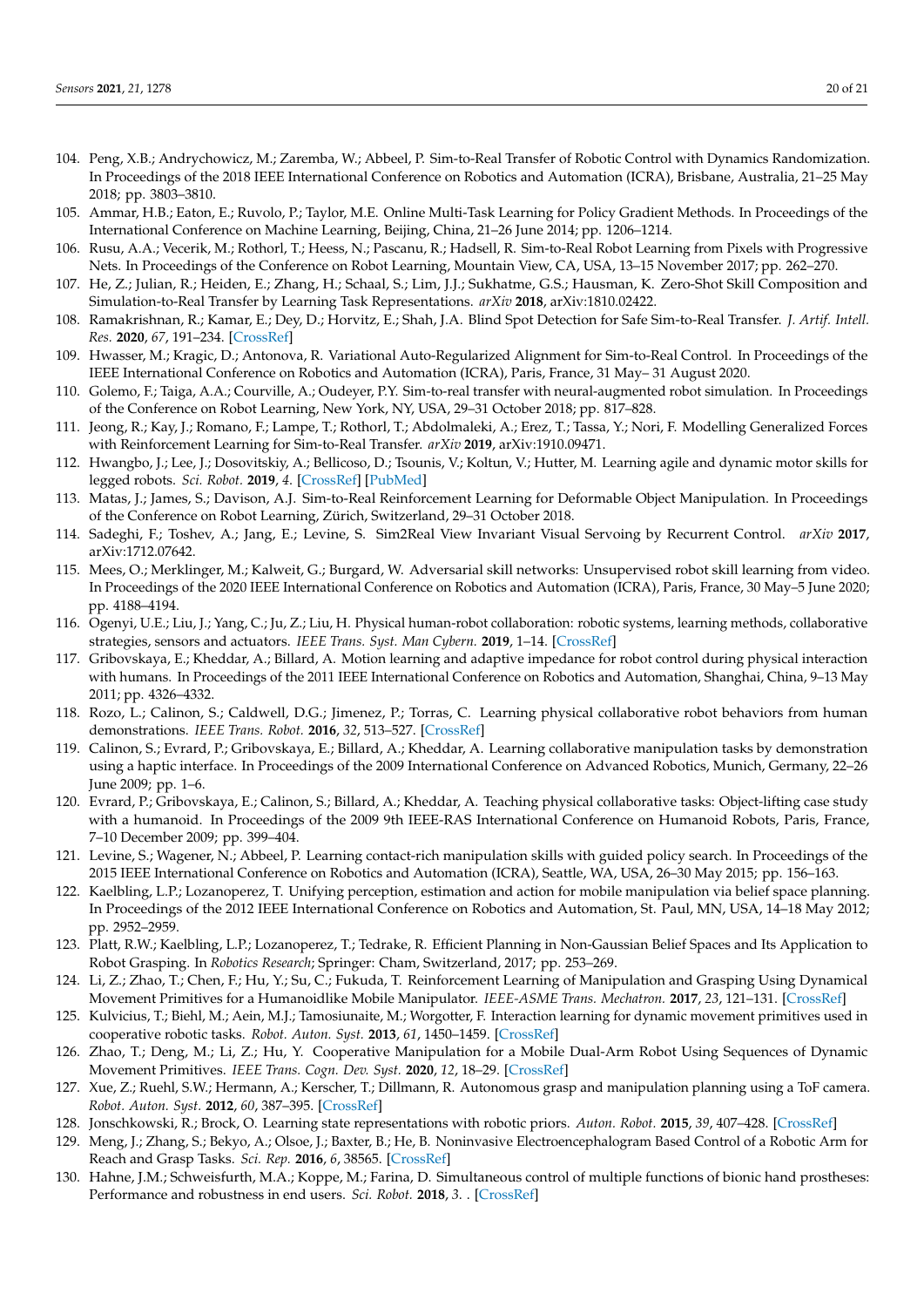104. Peng, X.B.; Andrychowicz, M.; Zaremba, W.; Abbeel, P. Sim-to-Real Transfer of Robotic Control with Dynamics Randomization. In Proceedings of the 2018 IEEE International Conference on Robotics and Automation (ICRA), Brisbane, Australia, 21–25 May 2018; pp. 3803–3810.
105. Ammar, H.B.; Eaton, E.; Ruvolo, P.; Taylor, M.E. Online Multi-Task Learning for Policy Gradient Methods. In Proceedings of the International Conference on Machine Learning, Beijing, China, 21–26 June 2014; pp. 1206–1214.
106. Rusu, A.A.; Vecerik, M.; Rothorl, T.; Heess, N.; Pascanu, R.; Hadsell, R. Sim-to-Real Robot Learning from Pixels with Progressive Nets. In Proceedings of the Conference on Robot Learning, Mountain View, CA, USA, 13–15 November 2017; pp. 262–270.
107. He, Z.; Julian, R.; Heiden, E.; Zhang, H.; Schaal, S.; Lim, J.J.; Sukhatme, G.S.; Hausman, K. Zero-Shot Skill Composition and Simulation-to-Real Transfer by Learning Task Representations. *arXiv* **2018**, arXiv:1810.02422.
108. Ramakrishnan, R.; Kamar, E.; Dey, D.; Horvitz, E.; Shah, J.A. Blind Spot Detection for Safe Sim-to-Real Transfer. *J. Artif. Intell. Res.* **2020**, *67*, 191–234. [CrossRef]
109. Hwasser, M.; Kragic, D.; Antonova, R. Variational Auto-Regularized Alignment for Sim-to-Real Control. In Proceedings of the IEEE International Conference on Robotics and Automation (ICRA), Paris, France, 31 May– 31 August 2020.
110. Golemo, F.; Taiga, A.A.; Courville, A.; Oudeyer, P.Y. Sim-to-real transfer with neural-augmented robot simulation. In Proceedings of the Conference on Robot Learning, New York, NY, USA, 29–31 October 2018; pp. 817–828.
111. Jeong, R.; Kay, J.; Romano, F.; Lampe, T.; Rothorl, T.; Abdolmaleki, A.; Erez, T.; Tassa, Y.; Nori, F. Modelling Generalized Forces with Reinforcement Learning for Sim-to-Real Transfer. *arXiv* **2019**, arXiv:1910.09471.
112. Hwangbo, J.; Lee, J.; Dosovitskiy, A.; Bellicoso, D.; Tsounis, V.; Koltun, V.; Hutter, M. Learning agile and dynamic motor skills for legged robots. *Sci. Robot.* **2019**, *4*. [CrossRef] [PubMed]
113. Matas, J.; James, S.; Davison, A.J. Sim-to-Real Reinforcement Learning for Deformable Object Manipulation. In Proceedings of the Conference on Robot Learning, Zürich, Switzerland, 29–31 October 2018.
114. Sadeghi, F.; Toshev, A.; Jang, E.; Levine, S. Sim2Real View Invariant Visual Servoing by Recurrent Control. *arXiv* **2017**, arXiv:1712.07642.
115. Mees, O.; Merklinger, M.; Kalweit, G.; Burgard, W. Adversarial skill networks: Unsupervised robot skill learning from video. In Proceedings of the 2020 IEEE International Conference on Robotics and Automation (ICRA), Paris, France, 30 May–5 June 2020; pp. 4188–4194.
116. Ogenyi, U.E.; Liu, J.; Yang, C.; Ju, Z.; Liu, H. Physical human-robot collaboration: robotic systems, learning methods, collaborative strategies, sensors and actuators. *IEEE Trans. Syst. Man Cybern.* **2019**, 1–14. [CrossRef]
117. Gribovskaya, E.; Kheddar, A.; Billard, A. Motion learning and adaptive impedance for robot control during physical interaction with humans. In Proceedings of the 2011 IEEE International Conference on Robotics and Automation, Shanghai, China, 9–13 May 2011; pp. 4326–4332.
118. Rozo, L.; Calinon, S.; Caldwell, D.G.; Jimenez, P.; Torras, C. Learning physical collaborative robot behaviors from human demonstrations. *IEEE Trans. Robot.* **2016**, *32*, 513–527. [CrossRef]
119. Calinon, S.; Evrard, P.; Gribovskaya, E.; Billard, A.; Kheddar, A. Learning collaborative manipulation tasks by demonstration using a haptic interface. In Proceedings of the 2009 International Conference on Advanced Robotics, Munich, Germany, 22–26 June 2009; pp. 1–6.
120. Evrard, P.; Gribovskaya, E.; Calinon, S.; Billard, A.; Kheddar, A. Teaching physical collaborative tasks: Object-lifting case study with a humanoid. In Proceedings of the 2009 9th IEEE-RAS International Conference on Humanoid Robots, Paris, France, 7–10 December 2009; pp. 399–404.
121. Levine, S.; Wagener, N.; Abbeel, P. Learning contact-rich manipulation skills with guided policy search. In Proceedings of the 2015 IEEE International Conference on Robotics and Automation (ICRA), Seattle, WA, USA, 26–30 May 2015; pp. 156–163.
122. Kaelbling, L.P.; Lozanoperez, T. Unifying perception, estimation and action for mobile manipulation via belief space planning. In Proceedings of the 2012 IEEE International Conference on Robotics and Automation, St. Paul, MN, USA, 14–18 May 2012; pp. 2952–2959.
123. Platt, R.W.; Kaelbling, L.P.; Lozanoperez, T.; Tedrake, R. Efficient Planning in Non-Gaussian Belief Spaces and Its Application to Robot Grasping. In *Robotics Research*; Springer: Cham, Switzerland, 2017; pp. 253–269.
124. Li, Z.; Zhao, T.; Chen, F.; Hu, Y.; Su, C.; Fukuda, T. Reinforcement Learning of Manipulation and Grasping Using Dynamical Movement Primitives for a Humanoidlike Mobile Manipulator. *IEEE-ASME Trans. Mechatron.* **2017**, *23*, 121–131. [CrossRef]
125. Kulvicius, T.; Biehl, M.; Aein, M.J.; Tamosiunaite, M.; Worgotter, F. Interaction learning for dynamic movement primitives used in cooperative robotic tasks. *Robot. Auton. Syst.* **2013**, *61*, 1450–1459. [CrossRef]
126. Zhao, T.; Deng, M.; Li, Z.; Hu, Y. Cooperative Manipulation for a Mobile Dual-Arm Robot Using Sequences of Dynamic Movement Primitives. *IEEE Trans. Cogn. Dev. Syst.* **2020**, *12*, 18–29. [CrossRef]
127. Xue, Z.; Ruehl, S.W.; Hermann, A.; Kerscher, T.; Dillmann, R. Autonomous grasp and manipulation planning using a ToF camera. *Robot. Auton. Syst.* **2012**, *60*, 387–395. [CrossRef]
128. Jonschkowski, R.; Brock, O. Learning state representations with robotic priors. *Auton. Robot.* **2015**, *39*, 407–428. [CrossRef]
129. Meng, J.; Zhang, S.; Bekyo, A.; Olsoe, J.; Baxter, B.; He, B. Noninvasive Electroencephalogram Based Control of a Robotic Arm for Reach and Grasp Tasks. *Sci. Rep.* **2016**, *6*, 38565. [CrossRef]
130. Hahne, J.M.; Schweisfurth, M.A.; Koppe, M.; Farina, D. Simultaneous control of multiple functions of bionic hand prostheses: Performance and robustness in end users. *Sci. Robot.* **2018**, *3*. . [CrossRef]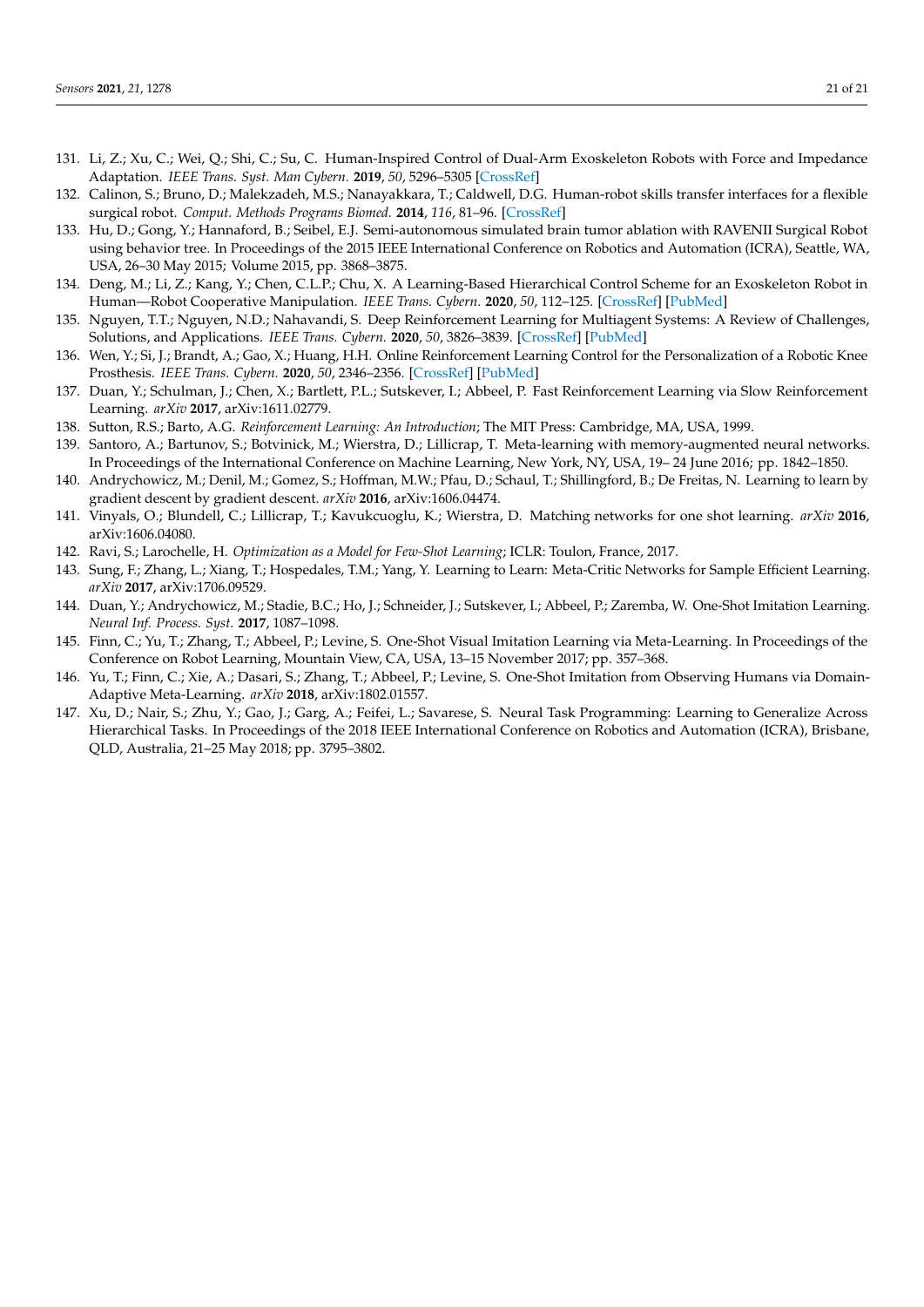131. Li, Z.; Xu, C.; Wei, Q.; Shi, C.; Su, C. Human-Inspired Control of Dual-Arm Exoskeleton Robots with Force and Impedance Adaptation. *IEEE Trans. Syst. Man Cybern.* **2019**, *50*, 5296–5305 [CrossRef]
132. Calinon, S.; Bruno, D.; Malekzadeh, M.S.; Nanayakkara, T.; Caldwell, D.G. Human-robot skills transfer interfaces for a flexible surgical robot. *Comput. Methods Programs Biomed.* **2014**, *116*, 81–96. [CrossRef]
133. Hu, D.; Gong, Y.; Hannaford, B.; Seibel, E.J. Semi-autonomous simulated brain tumor ablation with RAVENII Surgical Robot using behavior tree. In Proceedings of the 2015 IEEE International Conference on Robotics and Automation (ICRA), Seattle, WA, USA, 26–30 May 2015; Volume 2015, pp. 3868–3875.
134. Deng, M.; Li, Z.; Kang, Y.; Chen, C.L.P.; Chu, X. A Learning-Based Hierarchical Control Scheme for an Exoskeleton Robot in Human—Robot Cooperative Manipulation. *IEEE Trans. Cybern.* **2020**, *50*, 112–125. [CrossRef] [PubMed]
135. Nguyen, T.T.; Nguyen, N.D.; Nahavandi, S. Deep Reinforcement Learning for Multiagent Systems: A Review of Challenges, Solutions, and Applications. *IEEE Trans. Cybern.* **2020**, *50*, 3826–3839. [CrossRef] [PubMed]
136. Wen, Y.; Si, J.; Brandt, A.; Gao, X.; Huang, H.H. Online Reinforcement Learning Control for the Personalization of a Robotic Knee Prosthesis. *IEEE Trans. Cybern.* **2020**, *50*, 2346–2356. [CrossRef] [PubMed]
137. Duan, Y.; Schulman, J.; Chen, X.; Bartlett, P.L.; Sutskever, I.; Abbeel, P. Fast Reinforcement Learning via Slow Reinforcement Learning. *arXiv* **2017**, arXiv:1611.02779.
138. Sutton, R.S.; Barto, A.G. *Reinforcement Learning: An Introduction*; The MIT Press: Cambridge, MA, USA, 1999.
139. Santoro, A.; Bartunov, S.; Botvinick, M.; Wierstra, D.; Lillicrap, T. Meta-learning with memory-augmented neural networks. In Proceedings of the International Conference on Machine Learning, New York, NY, USA, 19– 24 June 2016; pp. 1842–1850.
140. Andrychowicz, M.; Denil, M.; Gomez, S.; Hoffman, M.W.; Pfau, D.; Schaul, T.; Shillingford, B.; De Freitas, N. Learning to learn by gradient descent by gradient descent. *arXiv* **2016**, arXiv:1606.04474.
141. Vinyals, O.; Blundell, C.; Lillicrap, T.; Kavukcuoglu, K.; Wierstra, D. Matching networks for one shot learning. *arXiv* **2016**, arXiv:1606.04080.
142. Ravi, S.; Larochelle, H. *Optimization as a Model for Few-Shot Learning*; ICLR: Toulon, France, 2017.
143. Sung, F.; Zhang, L.; Xiang, T.; Hospedales, T.M.; Yang, Y. Learning to Learn: Meta-Critic Networks for Sample Efficient Learning. *arXiv* **2017**, arXiv:1706.09529.
144. Duan, Y.; Andrychowicz, M.; Stadie, B.C.; Ho, J.; Schneider, J.; Sutskever, I.; Abbeel, P.; Zaremba, W. One-Shot Imitation Learning. *Neural Inf. Process. Syst.* **2017**, 1087–1098.
145. Finn, C.; Yu, T.; Zhang, T.; Abbeel, P.; Levine, S. One-Shot Visual Imitation Learning via Meta-Learning. In Proceedings of the Conference on Robot Learning, Mountain View, CA, USA, 13–15 November 2017; pp. 357–368.
146. Yu, T.; Finn, C.; Xie, A.; Dasari, S.; Zhang, T.; Abbeel, P.; Levine, S. One-Shot Imitation from Observing Humans via Domain-Adaptive Meta-Learning. *arXiv* **2018**, arXiv:1802.01557.
147. Xu, D.; Nair, S.; Zhu, Y.; Gao, J.; Garg, A.; Feifei, L.; Savarese, S. Neural Task Programming: Learning to Generalize Across Hierarchical Tasks. In Proceedings of the 2018 IEEE International Conference on Robotics and Automation (ICRA), Brisbane, QLD, Australia, 21–25 May 2018; pp. 3795–3802.